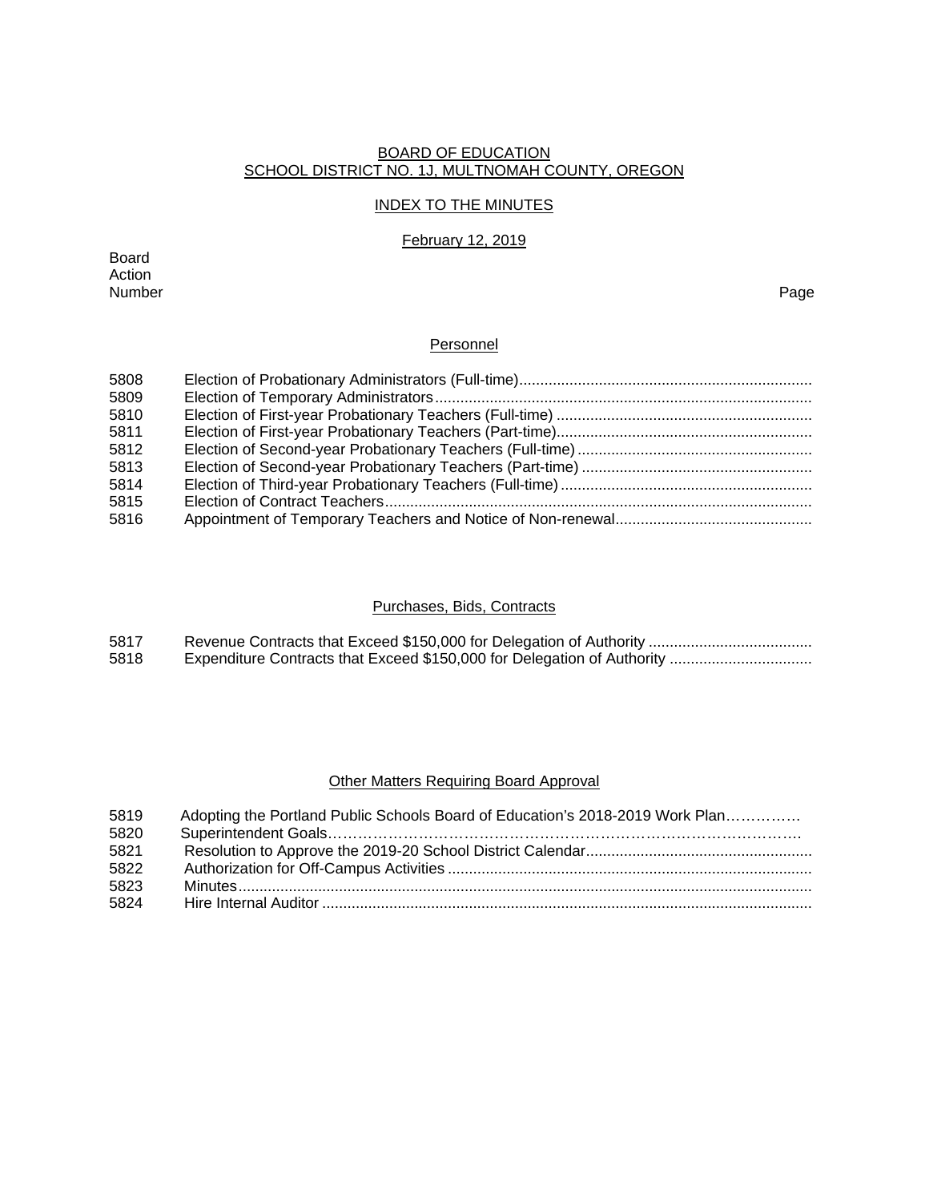BOARD OF EDUCATION
SCHOOL DISTRICT NO. 1J, MULTNOMAH COUNTY, OREGON

INDEX TO THE MINUTES

February 12, 2019

| Board Action Number | | Page |
|---|---|---|

## Personnel

| | | |
|---|---|---|
| 5808 | Election of Probationary Administrators (Full-time) | |
| 5809 | Election of Temporary Administrators | |
| 5810 | Election of First-year Probationary Teachers (Full-time) | |
| 5811 | Election of First-year Probationary Teachers (Part-time) | |
| 5812 | Election of Second-year Probationary Teachers (Full-time) | |
| 5813 | Election of Second-year Probationary Teachers (Part-time) | |
| 5814 | Election of Third-year Probationary Teachers (Full-time) | |
| 5815 | Election of Contract Teachers | |
| 5816 | Appointment of Temporary Teachers and Notice of Non-renewal | |

## Purchases, Bids, Contracts

| | | |
|---|---|---|
| 5817 | Revenue Contracts that Exceed $150,000 for Delegation of Authority | |
| 5818 | Expenditure Contracts that Exceed $150,000 for Delegation of Authority | |

## Other Matters Requiring Board Approval

| | | |
|---|---|---|
| 5819 | Adopting the Portland Public Schools Board of Education's 2018-2019 Work Plan | |
| 5820 | Superintendent Goals | |
| 5821 | Resolution to Approve the 2019-20 School District Calendar | |
| 5822 | Authorization for Off-Campus Activities | |
| 5823 | Minutes | |
| 5824 | Hire Internal Auditor | |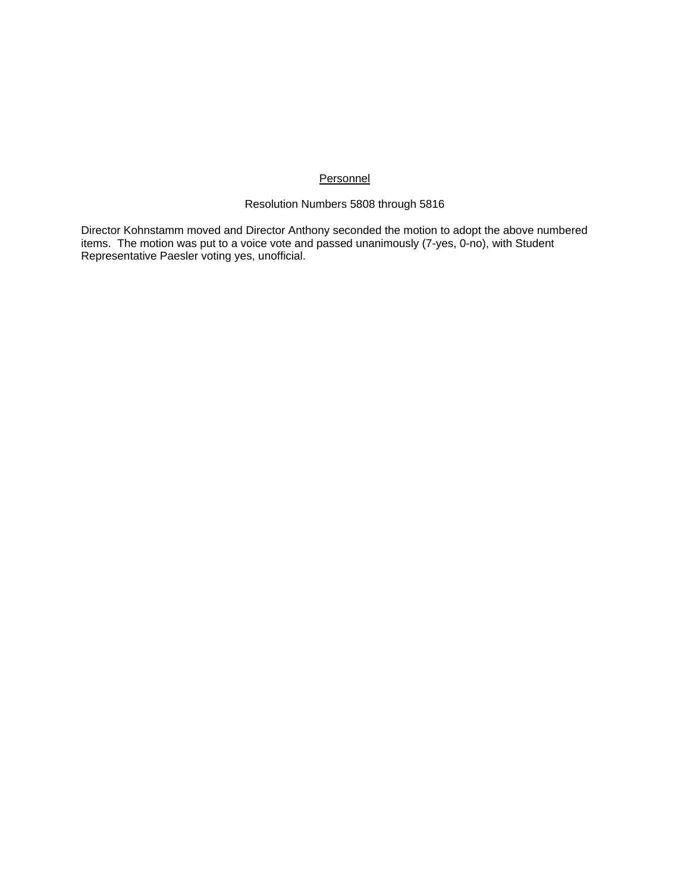<u>Personnel</u>

Resolution Numbers 5808 through 5816

Director Kohnstamm moved and Director Anthony seconded the motion to adopt the above numbered items. The motion was put to a voice vote and passed unanimously (7-yes, 0-no), with Student Representative Paesler voting yes, unofficial.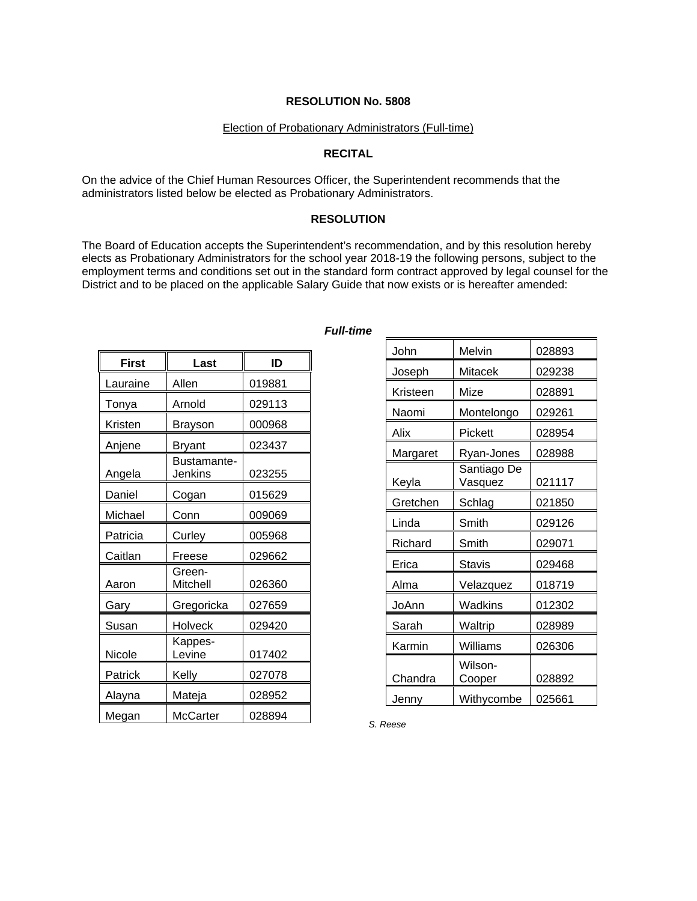**RESOLUTION No. 5808**

Election of Probationary Administrators (Full-time)

**RECITAL**

On the advice of the Chief Human Resources Officer, the Superintendent recommends that the administrators listed below be elected as Probationary Administrators.

**RESOLUTION**

The Board of Education accepts the Superintendent's recommendation, and by this resolution hereby elects as Probationary Administrators for the school year 2018-19 the following persons, subject to the employment terms and conditions set out in the standard form contract approved by legal counsel for the District and to be placed on the applicable Salary Guide that now exists or is hereafter amended:

***Full-time***

| First | Last | ID |
|---|---|---|
| Lauraine | Allen | 019881 |
| Tonya | Arnold | 029113 |
| Kristen | Brayson | 000968 |
| Anjene | Bryant | 023437 |
| Angela | Bustamante-Jenkins | 023255 |
| Daniel | Cogan | 015629 |
| Michael | Conn | 009069 |
| Patricia | Curley | 005968 |
| Caitlan | Freese | 029662 |
| Aaron | Green-Mitchell | 026360 |
| Gary | Gregoricka | 027659 |
| Susan | Holveck | 029420 |
| Nicole | Kappes-Levine | 017402 |
| Patrick | Kelly | 027078 |
| Alayna | Mateja | 028952 |
| Megan | McCarter | 028894 |
| John | Melvin | 028893 |
| Joseph | Mitacek | 029238 |
| Kristeen | Mize | 028891 |
| Naomi | Montelongo | 029261 |
| Alix | Pickett | 028954 |
| Margaret | Ryan-Jones | 028988 |
| Keyla | Santiago De Vasquez | 021117 |
| Gretchen | Schlag | 021850 |
| Linda | Smith | 029126 |
| Richard | Smith | 029071 |
| Erica | Stavis | 029468 |
| Alma | Velazquez | 018719 |
| JoAnn | Wadkins | 012302 |
| Sarah | Waltrip | 028989 |
| Karmin | Williams | 026306 |
| Chandra | Wilson-Cooper | 028892 |
| Jenny | Withycombe | 025661 |

*S. Reese*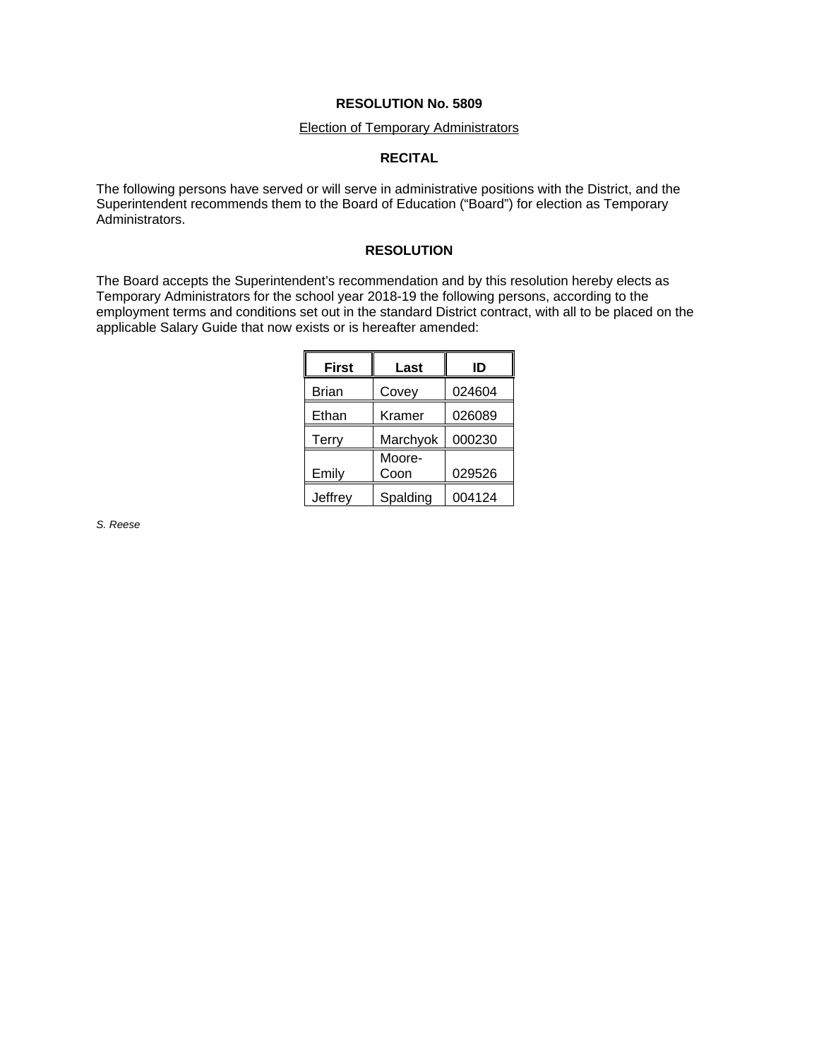# RESOLUTION No. 5809

Election of Temporary Administrators

## RECITAL

The following persons have served or will serve in administrative positions with the District, and the Superintendent recommends them to the Board of Education ("Board") for election as Temporary Administrators.

## RESOLUTION

The Board accepts the Superintendent's recommendation and by this resolution hereby elects as Temporary Administrators for the school year 2018-19 the following persons, according to the employment terms and conditions set out in the standard District contract, with all to be placed on the applicable Salary Guide that now exists or is hereafter amended:

| First | Last | ID |
|---|---|---|
| Brian | Covey | 024604 |
| Ethan | Kramer | 026089 |
| Terry | Marchyok | 000230 |
| Emily | Moore-Coon | 029526 |
| Jeffrey | Spalding | 004124 |

*S. Reese*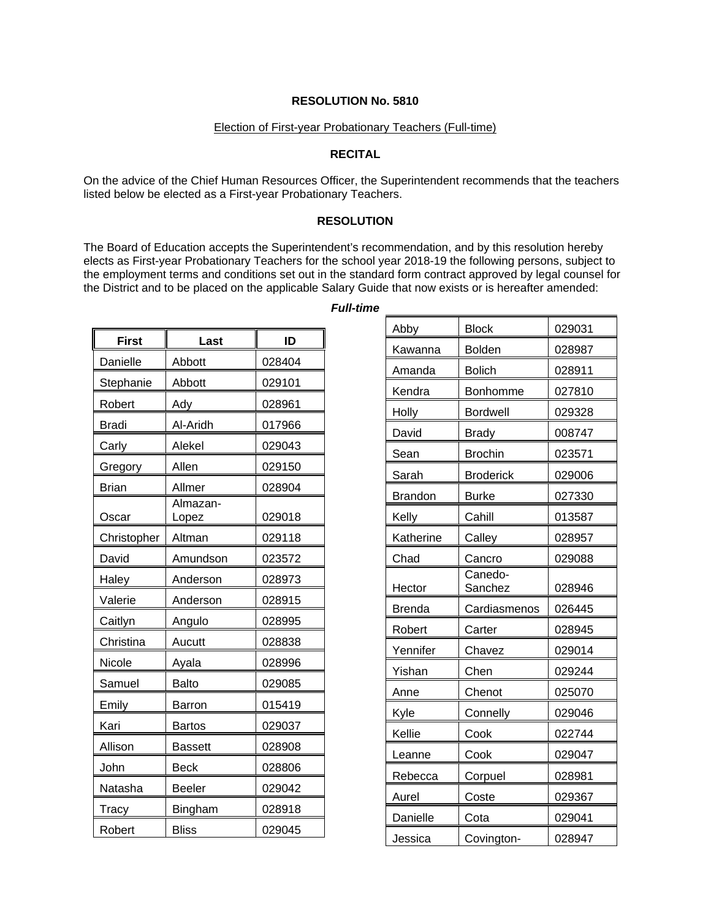**RESOLUTION No. 5810**

Election of First-year Probationary Teachers (Full-time)

**RECITAL**

On the advice of the Chief Human Resources Officer, the Superintendent recommends that the teachers listed below be elected as a First-year Probationary Teachers.

**RESOLUTION**

The Board of Education accepts the Superintendent's recommendation, and by this resolution hereby elects as First-year Probationary Teachers for the school year 2018-19 the following persons, subject to the employment terms and conditions set out in the standard form contract approved by legal counsel for the District and to be placed on the applicable Salary Guide that now exists or is hereafter amended:

***Full-time***

| First | Last | ID |
|---|---|---|
| Danielle | Abbott | 028404 |
| Stephanie | Abbott | 029101 |
| Robert | Ady | 028961 |
| Bradi | Al-Aridh | 017966 |
| Carly | Alekel | 029043 |
| Gregory | Allen | 029150 |
| Brian | Allmer | 028904 |
| Oscar | Almazan-Lopez | 029018 |
| Christopher | Altman | 029118 |
| David | Amundson | 023572 |
| Haley | Anderson | 028973 |
| Valerie | Anderson | 028915 |
| Caitlyn | Angulo | 028995 |
| Christina | Aucutt | 028838 |
| Nicole | Ayala | 028996 |
| Samuel | Balto | 029085 |
| Emily | Barron | 015419 |
| Kari | Bartos | 029037 |
| Allison | Bassett | 028908 |
| John | Beck | 028806 |
| Natasha | Beeler | 029042 |
| Tracy | Bingham | 028918 |
| Robert | Bliss | 029045 |
| Abby | Block | 029031 |
| Kawanna | Bolden | 028987 |
| Amanda | Bolich | 028911 |
| Kendra | Bonhomme | 027810 |
| Holly | Bordwell | 029328 |
| David | Brady | 008747 |
| Sean | Brochin | 023571 |
| Sarah | Broderick | 029006 |
| Brandon | Burke | 027330 |
| Kelly | Cahill | 013587 |
| Katherine | Calley | 028957 |
| Chad | Cancro | 029088 |
| Hector | Canedo-Sanchez | 028946 |
| Brenda | Cardiasmenos | 026445 |
| Robert | Carter | 028945 |
| Yennifer | Chavez | 029014 |
| Yishan | Chen | 029244 |
| Anne | Chenot | 025070 |
| Kyle | Connelly | 029046 |
| Kellie | Cook | 022744 |
| Leanne | Cook | 029047 |
| Rebecca | Corpuel | 028981 |
| Aurel | Coste | 029367 |
| Danielle | Cota | 029041 |
| Jessica | Covington- | 028947 |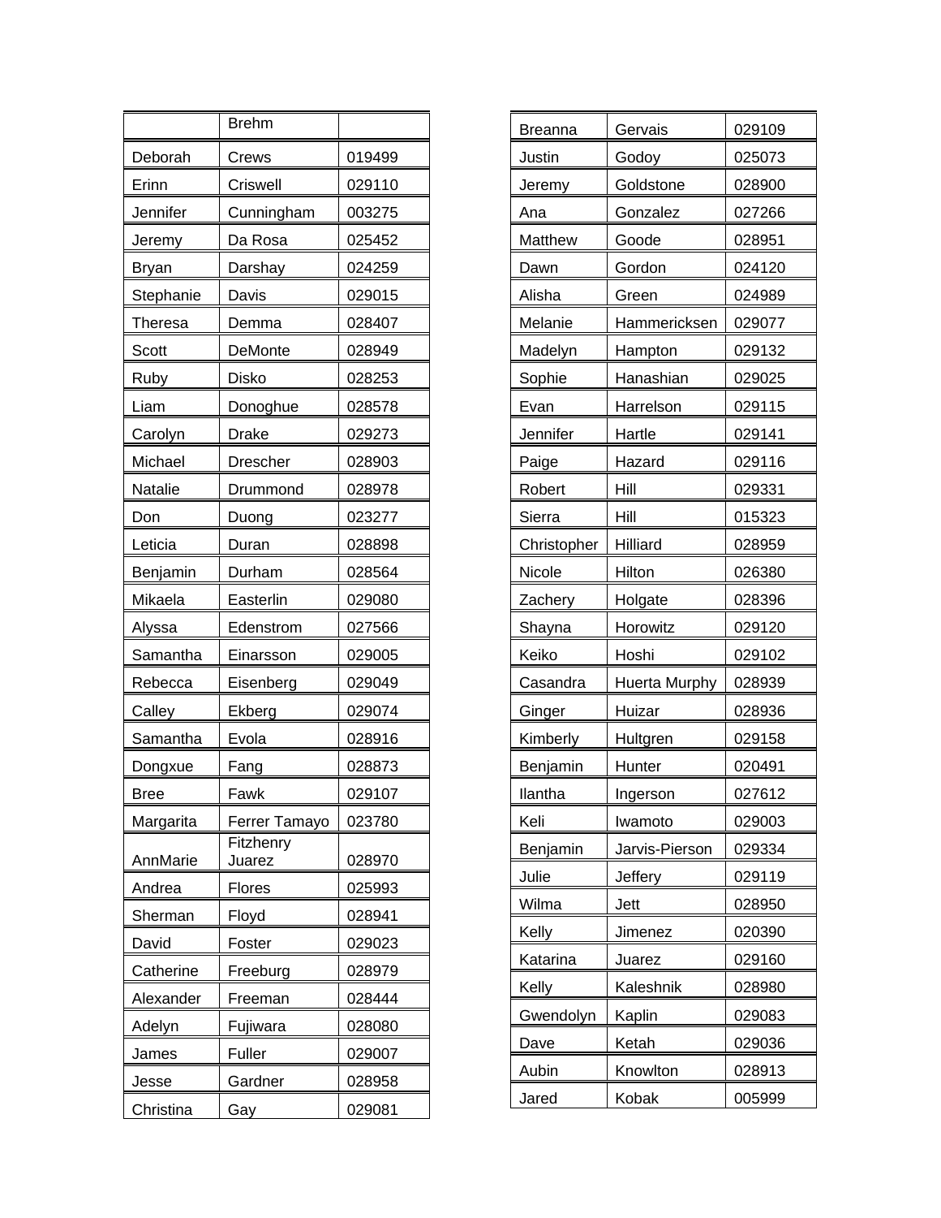| | | |
|---|---|---|
| | Brehm | |
| Deborah | Crews | 019499 |
| Erinn | Criswell | 029110 |
| Jennifer | Cunningham | 003275 |
| Jeremy | Da Rosa | 025452 |
| Bryan | Darshay | 024259 |
| Stephanie | Davis | 029015 |
| Theresa | Demma | 028407 |
| Scott | DeMonte | 028949 |
| Ruby | Disko | 028253 |
| Liam | Donoghue | 028578 |
| Carolyn | Drake | 029273 |
| Michael | Drescher | 028903 |
| Natalie | Drummond | 028978 |
| Don | Duong | 023277 |
| Leticia | Duran | 028898 |
| Benjamin | Durham | 028564 |
| Mikaela | Easterlin | 029080 |
| Alyssa | Edenstrom | 027566 |
| Samantha | Einarsson | 029005 |
| Rebecca | Eisenberg | 029049 |
| Calley | Ekberg | 029074 |
| Samantha | Evola | 028916 |
| Dongxue | Fang | 028873 |
| Bree | Fawk | 029107 |
| Margarita | Ferrer Tamayo | 023780 |
| AnnMarie | Fitzhenry Juarez | 028970 |
| Andrea | Flores | 025993 |
| Sherman | Floyd | 028941 |
| David | Foster | 029023 |
| Catherine | Freeburg | 028979 |
| Alexander | Freeman | 028444 |
| Adelyn | Fujiwara | 028080 |
| James | Fuller | 029007 |
| Jesse | Gardner | 028958 |
| Christina | Gay | 029081 |
| Breanna | Gervais | 029109 |
| Justin | Godoy | 025073 |
| Jeremy | Goldstone | 028900 |
| Ana | Gonzalez | 027266 |
| Matthew | Goode | 028951 |
| Dawn | Gordon | 024120 |
| Alisha | Green | 024989 |
| Melanie | Hammericksen | 029077 |
| Madelyn | Hampton | 029132 |
| Sophie | Hanashian | 029025 |
| Evan | Harrelson | 029115 |
| Jennifer | Hartle | 029141 |
| Paige | Hazard | 029116 |
| Robert | Hill | 029331 |
| Sierra | Hill | 015323 |
| Christopher | Hilliard | 028959 |
| Nicole | Hilton | 026380 |
| Zachery | Holgate | 028396 |
| Shayna | Horowitz | 029120 |
| Keiko | Hoshi | 029102 |
| Casandra | Huerta Murphy | 028939 |
| Ginger | Huizar | 028936 |
| Kimberly | Hultgren | 029158 |
| Benjamin | Hunter | 020491 |
| Ilantha | Ingerson | 027612 |
| Keli | Iwamoto | 029003 |
| Benjamin | Jarvis-Pierson | 029334 |
| Julie | Jeffery | 029119 |
| Wilma | Jett | 028950 |
| Kelly | Jimenez | 020390 |
| Katarina | Juarez | 029160 |
| Kelly | Kaleshnik | 028980 |
| Gwendolyn | Kaplin | 029083 |
| Dave | Ketah | 029036 |
| Aubin | Knowlton | 028913 |
| Jared | Kobak | 005999 |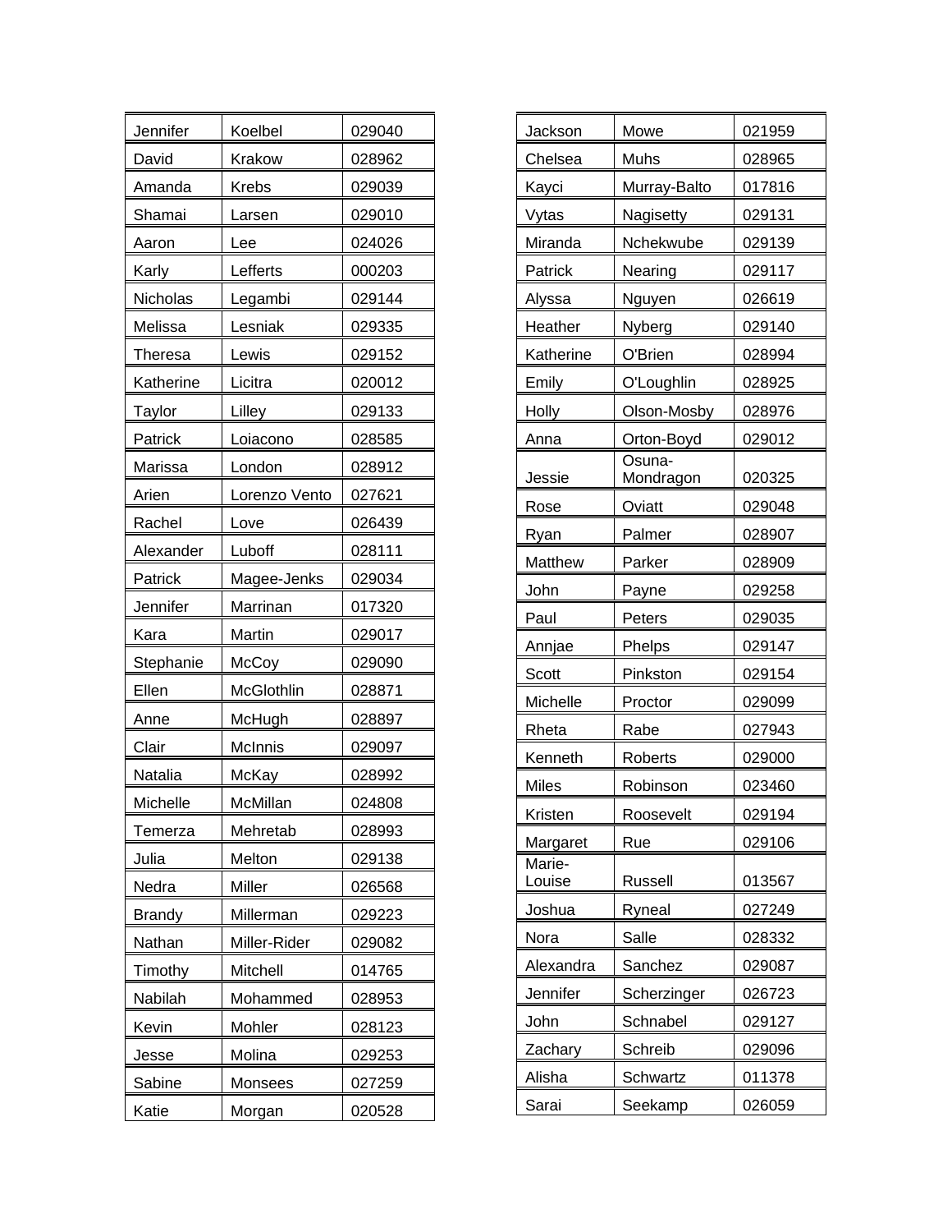| | | |
|---|---|---|
| Jennifer | Koelbel | 029040 |
| David | Krakow | 028962 |
| Amanda | Krebs | 029039 |
| Shamai | Larsen | 029010 |
| Aaron | Lee | 024026 |
| Karly | Lefferts | 000203 |
| Nicholas | Legambi | 029144 |
| Melissa | Lesniak | 029335 |
| Theresa | Lewis | 029152 |
| Katherine | Licitra | 020012 |
| Taylor | Lilley | 029133 |
| Patrick | Loiacono | 028585 |
| Marissa | London | 028912 |
| Arien | Lorenzo Vento | 027621 |
| Rachel | Love | 026439 |
| Alexander | Luboff | 028111 |
| Patrick | Magee-Jenks | 029034 |
| Jennifer | Marrinan | 017320 |
| Kara | Martin | 029017 |
| Stephanie | McCoy | 029090 |
| Ellen | McGlothlin | 028871 |
| Anne | McHugh | 028897 |
| Clair | McInnis | 029097 |
| Natalia | McKay | 028992 |
| Michelle | McMillan | 024808 |
| Temerza | Mehretab | 028993 |
| Julia | Melton | 029138 |
| Nedra | Miller | 026568 |
| Brandy | Millerman | 029223 |
| Nathan | Miller-Rider | 029082 |
| Timothy | Mitchell | 014765 |
| Nabilah | Mohammed | 028953 |
| Kevin | Mohler | 028123 |
| Jesse | Molina | 029253 |
| Sabine | Monsees | 027259 |
| Katie | Morgan | 020528 |
| Jackson | Mowe | 021959 |
| Chelsea | Muhs | 028965 |
| Kayci | Murray-Balto | 017816 |
| Vytas | Nagisetty | 029131 |
| Miranda | Nchekwube | 029139 |
| Patrick | Nearing | 029117 |
| Alyssa | Nguyen | 026619 |
| Heather | Nyberg | 029140 |
| Katherine | O'Brien | 028994 |
| Emily | O'Loughlin | 028925 |
| Holly | Olson-Mosby | 028976 |
| Anna | Orton-Boyd | 029012 |
| Jessie | Osuna-Mondragon | 020325 |
| Rose | Oviatt | 029048 |
| Ryan | Palmer | 028907 |
| Matthew | Parker | 028909 |
| John | Payne | 029258 |
| Paul | Peters | 029035 |
| Annjae | Phelps | 029147 |
| Scott | Pinkston | 029154 |
| Michelle | Proctor | 029099 |
| Rheta | Rabe | 027943 |
| Kenneth | Roberts | 029000 |
| Miles | Robinson | 023460 |
| Kristen | Roosevelt | 029194 |
| Margaret | Rue | 029106 |
| Marie-Louise | Russell | 013567 |
| Joshua | Ryneal | 027249 |
| Nora | Salle | 028332 |
| Alexandra | Sanchez | 029087 |
| Jennifer | Scherzinger | 026723 |
| John | Schnabel | 029127 |
| Zachary | Schreib | 029096 |
| Alisha | Schwartz | 011378 |
| Sarai | Seekamp | 026059 |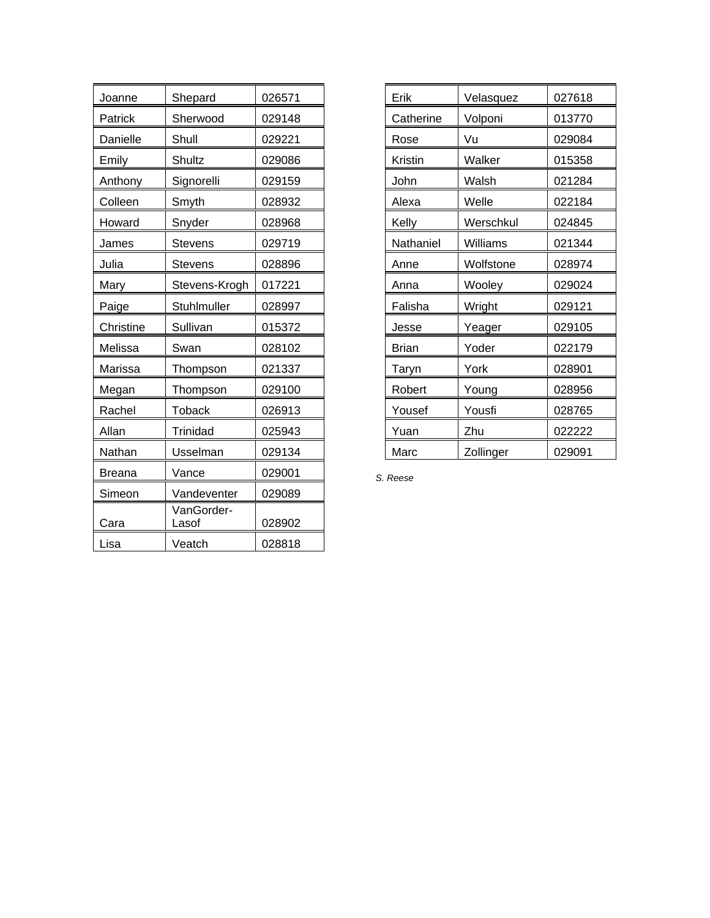| Joanne | Shepard | 026571 |
|---|---|---|
| Patrick | Sherwood | 029148 |
| Danielle | Shull | 029221 |
| Emily | Shultz | 029086 |
| Anthony | Signorelli | 029159 |
| Colleen | Smyth | 028932 |
| Howard | Snyder | 028968 |
| James | Stevens | 029719 |
| Julia | Stevens | 028896 |
| Mary | Stevens-Krogh | 017221 |
| Paige | Stuhlmuller | 028997 |
| Christine | Sullivan | 015372 |
| Melissa | Swan | 028102 |
| Marissa | Thompson | 021337 |
| Megan | Thompson | 029100 |
| Rachel | Toback | 026913 |
| Allan | Trinidad | 025943 |
| Nathan | Usselman | 029134 |
| Breana | Vance | 029001 |
| Simeon | Vandeventer | 029089 |
| Cara | VanGorder-Lasof | 028902 |
| Lisa | Veatch | 028818 |
| Erik | Velasquez | 027618 |
| Catherine | Volponi | 013770 |
| Rose | Vu | 029084 |
| Kristin | Walker | 015358 |
| John | Walsh | 021284 |
| Alexa | Welle | 022184 |
| Kelly | Werschkul | 024845 |
| Nathaniel | Williams | 021344 |
| Anne | Wolfstone | 028974 |
| Anna | Wooley | 029024 |
| Falisha | Wright | 029121 |
| Jesse | Yeager | 029105 |
| Brian | Yoder | 022179 |
| Taryn | York | 028901 |
| Robert | Young | 028956 |
| Yousef | Yousfi | 028765 |
| Yuan | Zhu | 022222 |
| Marc | Zollinger | 029091 |

*S. Reese*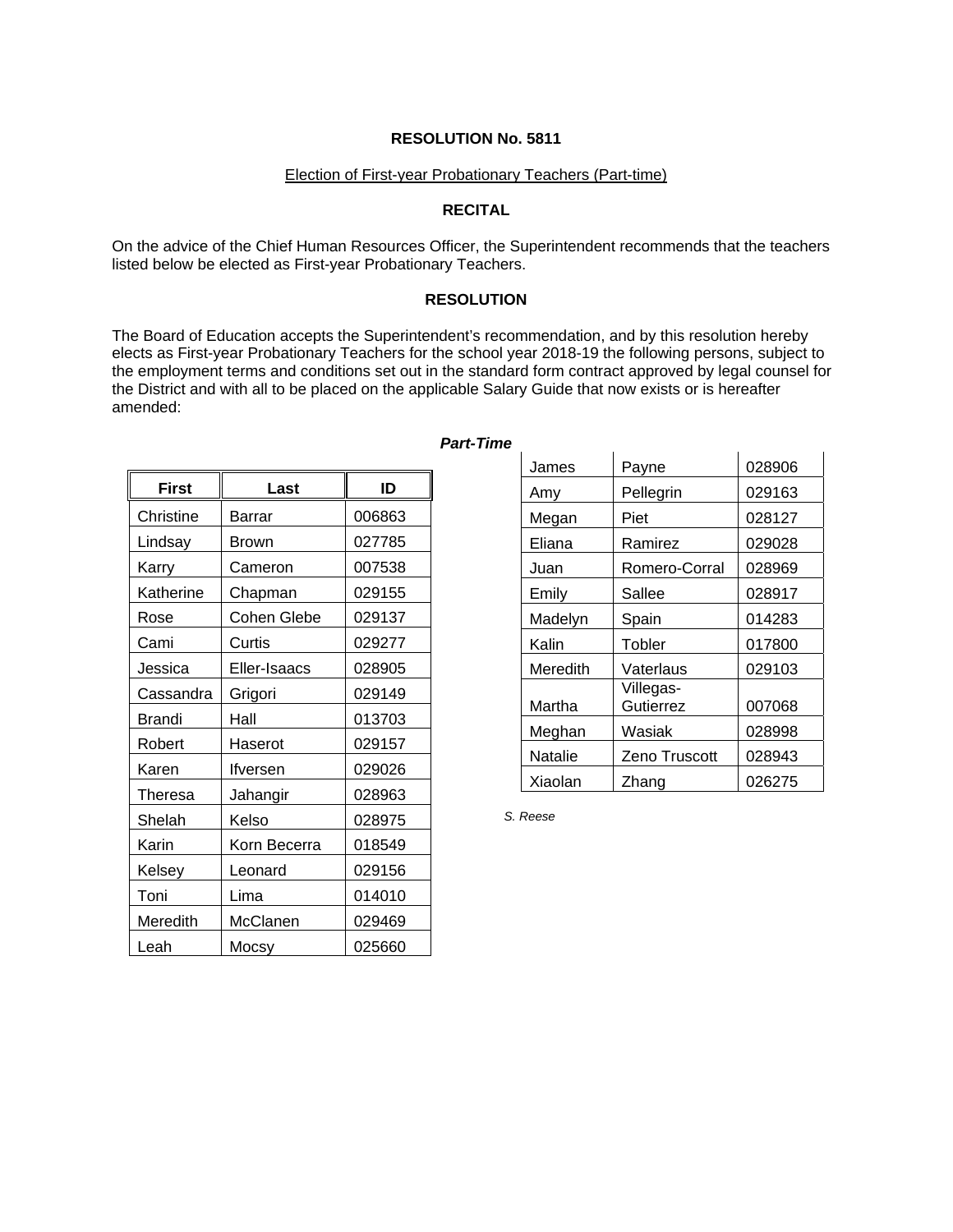**RESOLUTION No. 5811**

Election of First-year Probationary Teachers (Part-time)

**RECITAL**

On the advice of the Chief Human Resources Officer, the Superintendent recommends that the teachers listed below be elected as First-year Probationary Teachers.

**RESOLUTION**

The Board of Education accepts the Superintendent's recommendation, and by this resolution hereby elects as First-year Probationary Teachers for the school year 2018-19 the following persons, subject to the employment terms and conditions set out in the standard form contract approved by legal counsel for the District and with all to be placed on the applicable Salary Guide that now exists or is hereafter amended:

***Part-Time***

| First | Last | ID |
|---|---|---|
| Christine | Barrar | 006863 |
| Lindsay | Brown | 027785 |
| Karry | Cameron | 007538 |
| Katherine | Chapman | 029155 |
| Rose | Cohen Glebe | 029137 |
| Cami | Curtis | 029277 |
| Jessica | Eller-Isaacs | 028905 |
| Cassandra | Grigori | 029149 |
| Brandi | Hall | 013703 |
| Robert | Haserot | 029157 |
| Karen | Ifversen | 029026 |
| Theresa | Jahangir | 028963 |
| Shelah | Kelso | 028975 |
| Karin | Korn Becerra | 018549 |
| Kelsey | Leonard | 029156 |
| Toni | Lima | 014010 |
| Meredith | McClanen | 029469 |
| Leah | Mocsy | 025660 |
| James | Payne | 028906 |
| Amy | Pellegrin | 029163 |
| Megan | Piet | 028127 |
| Eliana | Ramirez | 029028 |
| Juan | Romero-Corral | 028969 |
| Emily | Sallee | 028917 |
| Madelyn | Spain | 014283 |
| Kalin | Tobler | 017800 |
| Meredith | Vaterlaus | 029103 |
| Martha | Villegas-Gutierrez | 007068 |
| Meghan | Wasiak | 028998 |
| Natalie | Zeno Truscott | 028943 |
| Xiaolan | Zhang | 026275 |

*S. Reese*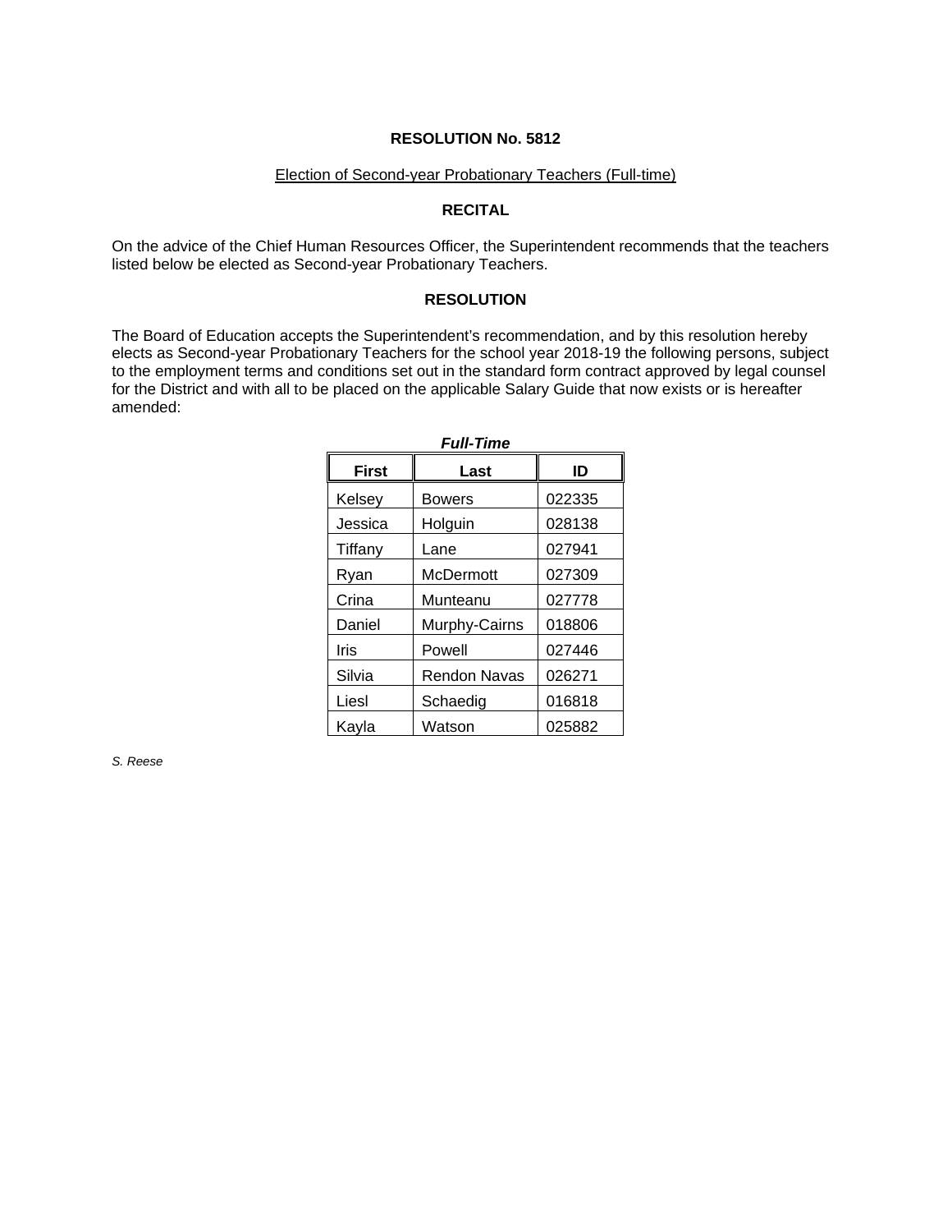**RESOLUTION No. 5812**

Election of Second-year Probationary Teachers (Full-time)

**RECITAL**

On the advice of the Chief Human Resources Officer, the Superintendent recommends that the teachers listed below be elected as Second-year Probationary Teachers.

**RESOLUTION**

The Board of Education accepts the Superintendent's recommendation, and by this resolution hereby elects as Second-year Probationary Teachers for the school year 2018-19 the following persons, subject to the employment terms and conditions set out in the standard form contract approved by legal counsel for the District and with all to be placed on the applicable Salary Guide that now exists or is hereafter amended:

***Full-Time***

| First | Last | ID |
|---|---|---|
| Kelsey | Bowers | 022335 |
| Jessica | Holguin | 028138 |
| Tiffany | Lane | 027941 |
| Ryan | McDermott | 027309 |
| Crina | Munteanu | 027778 |
| Daniel | Murphy-Cairns | 018806 |
| Iris | Powell | 027446 |
| Silvia | Rendon Navas | 026271 |
| Liesl | Schaedig | 016818 |
| Kayla | Watson | 025882 |

*S. Reese*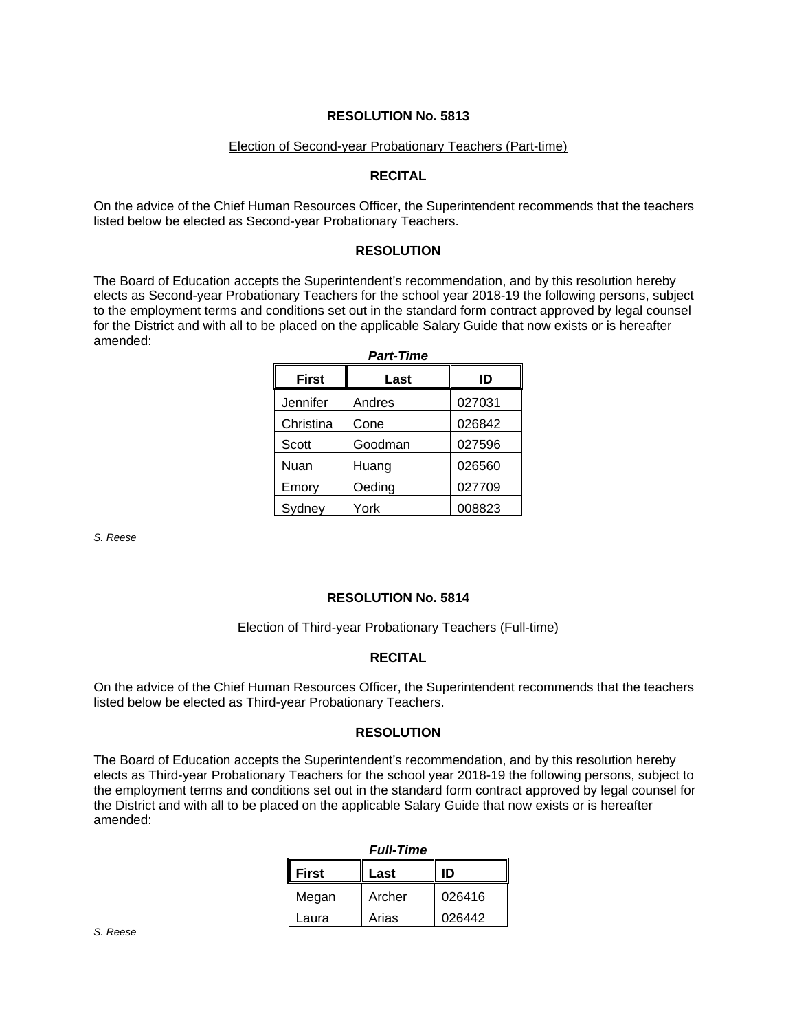## RESOLUTION No. 5813

Election of Second-year Probationary Teachers (Part-time)

### RECITAL

On the advice of the Chief Human Resources Officer, the Superintendent recommends that the teachers listed below be elected as Second-year Probationary Teachers.

### RESOLUTION

The Board of Education accepts the Superintendent's recommendation, and by this resolution hereby elects as Second-year Probationary Teachers for the school year 2018-19 the following persons, subject to the employment terms and conditions set out in the standard form contract approved by legal counsel for the District and with all to be placed on the applicable Salary Guide that now exists or is hereafter amended:

***Part-Time***

| First | Last | ID |
|---|---|---|
| Jennifer | Andres | 027031 |
| Christina | Cone | 026842 |
| Scott | Goodman | 027596 |
| Nuan | Huang | 026560 |
| Emory | Oeding | 027709 |
| Sydney | York | 008823 |

*S. Reese*

## RESOLUTION No. 5814

Election of Third-year Probationary Teachers (Full-time)

### RECITAL

On the advice of the Chief Human Resources Officer, the Superintendent recommends that the teachers listed below be elected as Third-year Probationary Teachers.

### RESOLUTION

The Board of Education accepts the Superintendent's recommendation, and by this resolution hereby elects as Third-year Probationary Teachers for the school year 2018-19 the following persons, subject to the employment terms and conditions set out in the standard form contract approved by legal counsel for the District and with all to be placed on the applicable Salary Guide that now exists or is hereafter amended:

***Full-Time***

| First | Last | ID |
|---|---|---|
| Megan | Archer | 026416 |
| Laura | Arias | 026442 |

*S. Reese*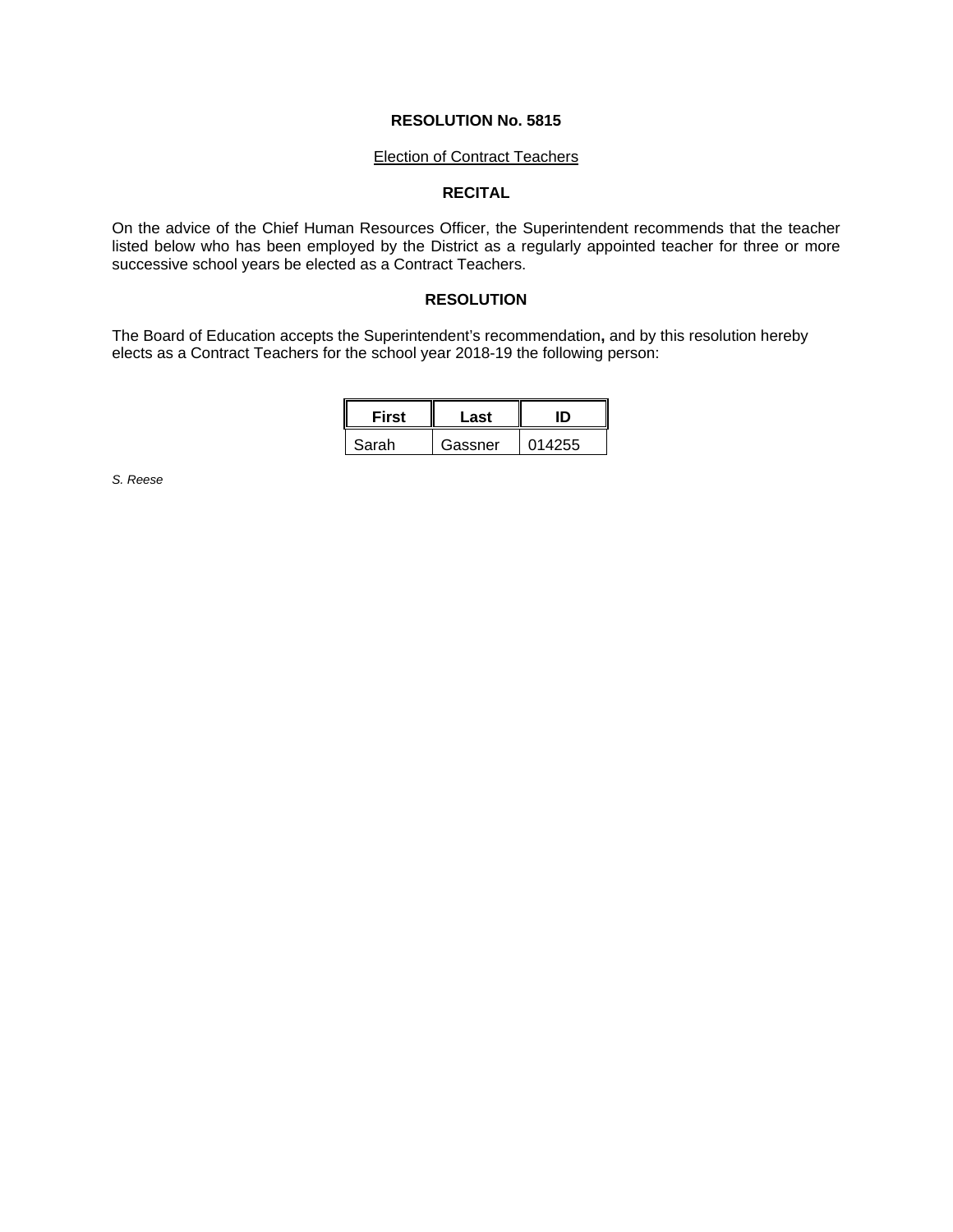**RESOLUTION No. 5815**

Election of Contract Teachers

**RECITAL**

On the advice of the Chief Human Resources Officer, the Superintendent recommends that the teacher listed below who has been employed by the District as a regularly appointed teacher for three or more successive school years be elected as a Contract Teachers.

**RESOLUTION**

The Board of Education accepts the Superintendent's recommendation**,** and by this resolution hereby elects as a Contract Teachers for the school year 2018-19 the following person:

| First | Last | ID |
|---|---|---|
| Sarah | Gassner | 014255 |

*S. Reese*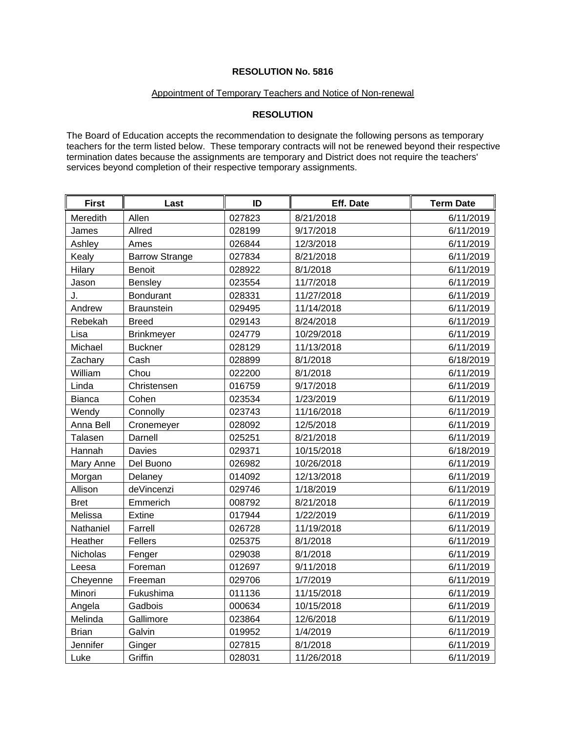**RESOLUTION No. 5816**

Appointment of Temporary Teachers and Notice of Non-renewal

**RESOLUTION**

The Board of Education accepts the recommendation to designate the following persons as temporary teachers for the term listed below. These temporary contracts will not be renewed beyond their respective termination dates because the assignments are temporary and District does not require the teachers' services beyond completion of their respective temporary assignments.

| First | Last | ID | Eff. Date | Term Date |
|---|---|---|---|---|
| Meredith | Allen | 027823 | 8/21/2018 | 6/11/2019 |
| James | Allred | 028199 | 9/17/2018 | 6/11/2019 |
| Ashley | Ames | 026844 | 12/3/2018 | 6/11/2019 |
| Kealy | Barrow Strange | 027834 | 8/21/2018 | 6/11/2019 |
| Hilary | Benoit | 028922 | 8/1/2018 | 6/11/2019 |
| Jason | Bensley | 023554 | 11/7/2018 | 6/11/2019 |
| J. | Bondurant | 028331 | 11/27/2018 | 6/11/2019 |
| Andrew | Braunstein | 029495 | 11/14/2018 | 6/11/2019 |
| Rebekah | Breed | 029143 | 8/24/2018 | 6/11/2019 |
| Lisa | Brinkmeyer | 024779 | 10/29/2018 | 6/11/2019 |
| Michael | Buckner | 028129 | 11/13/2018 | 6/11/2019 |
| Zachary | Cash | 028899 | 8/1/2018 | 6/18/2019 |
| William | Chou | 022200 | 8/1/2018 | 6/11/2019 |
| Linda | Christensen | 016759 | 9/17/2018 | 6/11/2019 |
| Bianca | Cohen | 023534 | 1/23/2019 | 6/11/2019 |
| Wendy | Connolly | 023743 | 11/16/2018 | 6/11/2019 |
| Anna Bell | Cronemeyer | 028092 | 12/5/2018 | 6/11/2019 |
| Talasen | Darnell | 025251 | 8/21/2018 | 6/11/2019 |
| Hannah | Davies | 029371 | 10/15/2018 | 6/18/2019 |
| Mary Anne | Del Buono | 026982 | 10/26/2018 | 6/11/2019 |
| Morgan | Delaney | 014092 | 12/13/2018 | 6/11/2019 |
| Allison | deVincenzi | 029746 | 1/18/2019 | 6/11/2019 |
| Bret | Emmerich | 008792 | 8/21/2018 | 6/11/2019 |
| Melissa | Extine | 017944 | 1/22/2019 | 6/11/2019 |
| Nathaniel | Farrell | 026728 | 11/19/2018 | 6/11/2019 |
| Heather | Fellers | 025375 | 8/1/2018 | 6/11/2019 |
| Nicholas | Fenger | 029038 | 8/1/2018 | 6/11/2019 |
| Leesa | Foreman | 012697 | 9/11/2018 | 6/11/2019 |
| Cheyenne | Freeman | 029706 | 1/7/2019 | 6/11/2019 |
| Minori | Fukushima | 011136 | 11/15/2018 | 6/11/2019 |
| Angela | Gadbois | 000634 | 10/15/2018 | 6/11/2019 |
| Melinda | Gallimore | 023864 | 12/6/2018 | 6/11/2019 |
| Brian | Galvin | 019952 | 1/4/2019 | 6/11/2019 |
| Jennifer | Ginger | 027815 | 8/1/2018 | 6/11/2019 |
| Luke | Griffin | 028031 | 11/26/2018 | 6/11/2019 |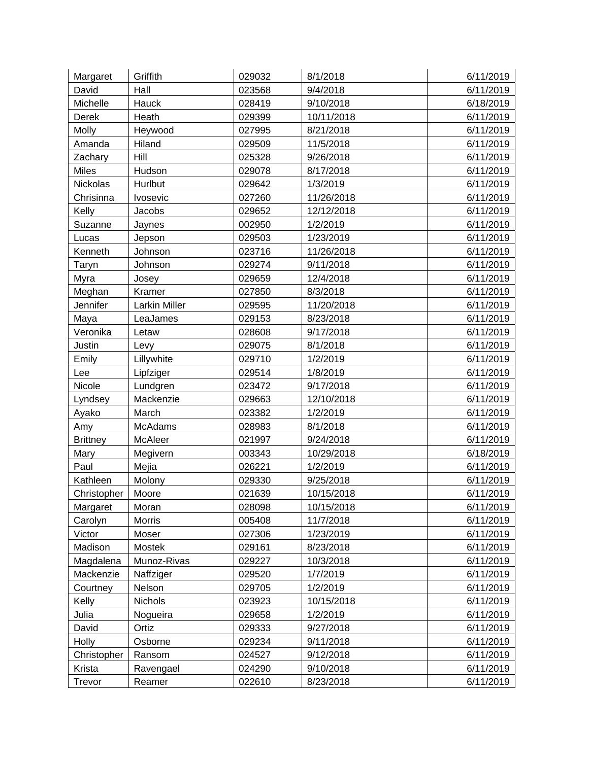| Margaret | Griffith | 029032 | 8/1/2018 | 6/11/2019 |
|---|---|---|---|---|
| David | Hall | 023568 | 9/4/2018 | 6/11/2019 |
| Michelle | Hauck | 028419 | 9/10/2018 | 6/18/2019 |
| Derek | Heath | 029399 | 10/11/2018 | 6/11/2019 |
| Molly | Heywood | 027995 | 8/21/2018 | 6/11/2019 |
| Amanda | Hiland | 029509 | 11/5/2018 | 6/11/2019 |
| Zachary | Hill | 025328 | 9/26/2018 | 6/11/2019 |
| Miles | Hudson | 029078 | 8/17/2018 | 6/11/2019 |
| Nickolas | Hurlbut | 029642 | 1/3/2019 | 6/11/2019 |
| Chrisinna | Ivosevic | 027260 | 11/26/2018 | 6/11/2019 |
| Kelly | Jacobs | 029652 | 12/12/2018 | 6/11/2019 |
| Suzanne | Jaynes | 002950 | 1/2/2019 | 6/11/2019 |
| Lucas | Jepson | 029503 | 1/23/2019 | 6/11/2019 |
| Kenneth | Johnson | 023716 | 11/26/2018 | 6/11/2019 |
| Taryn | Johnson | 029274 | 9/11/2018 | 6/11/2019 |
| Myra | Josey | 029659 | 12/4/2018 | 6/11/2019 |
| Meghan | Kramer | 027850 | 8/3/2018 | 6/11/2019 |
| Jennifer | Larkin Miller | 029595 | 11/20/2018 | 6/11/2019 |
| Maya | LeaJames | 029153 | 8/23/2018 | 6/11/2019 |
| Veronika | Letaw | 028608 | 9/17/2018 | 6/11/2019 |
| Justin | Levy | 029075 | 8/1/2018 | 6/11/2019 |
| Emily | Lillywhite | 029710 | 1/2/2019 | 6/11/2019 |
| Lee | Lipfziger | 029514 | 1/8/2019 | 6/11/2019 |
| Nicole | Lundgren | 023472 | 9/17/2018 | 6/11/2019 |
| Lyndsey | Mackenzie | 029663 | 12/10/2018 | 6/11/2019 |
| Ayako | March | 023382 | 1/2/2019 | 6/11/2019 |
| Amy | McAdams | 028983 | 8/1/2018 | 6/11/2019 |
| Brittney | McAleer | 021997 | 9/24/2018 | 6/11/2019 |
| Mary | Megivern | 003343 | 10/29/2018 | 6/18/2019 |
| Paul | Mejia | 026221 | 1/2/2019 | 6/11/2019 |
| Kathleen | Molony | 029330 | 9/25/2018 | 6/11/2019 |
| Christopher | Moore | 021639 | 10/15/2018 | 6/11/2019 |
| Margaret | Moran | 028098 | 10/15/2018 | 6/11/2019 |
| Carolyn | Morris | 005408 | 11/7/2018 | 6/11/2019 |
| Victor | Moser | 027306 | 1/23/2019 | 6/11/2019 |
| Madison | Mostek | 029161 | 8/23/2018 | 6/11/2019 |
| Magdalena | Munoz-Rivas | 029227 | 10/3/2018 | 6/11/2019 |
| Mackenzie | Naffziger | 029520 | 1/7/2019 | 6/11/2019 |
| Courtney | Nelson | 029705 | 1/2/2019 | 6/11/2019 |
| Kelly | Nichols | 023923 | 10/15/2018 | 6/11/2019 |
| Julia | Nogueira | 029658 | 1/2/2019 | 6/11/2019 |
| David | Ortiz | 029333 | 9/27/2018 | 6/11/2019 |
| Holly | Osborne | 029234 | 9/11/2018 | 6/11/2019 |
| Christopher | Ransom | 024527 | 9/12/2018 | 6/11/2019 |
| Krista | Ravengael | 024290 | 9/10/2018 | 6/11/2019 |
| Trevor | Reamer | 022610 | 8/23/2018 | 6/11/2019 |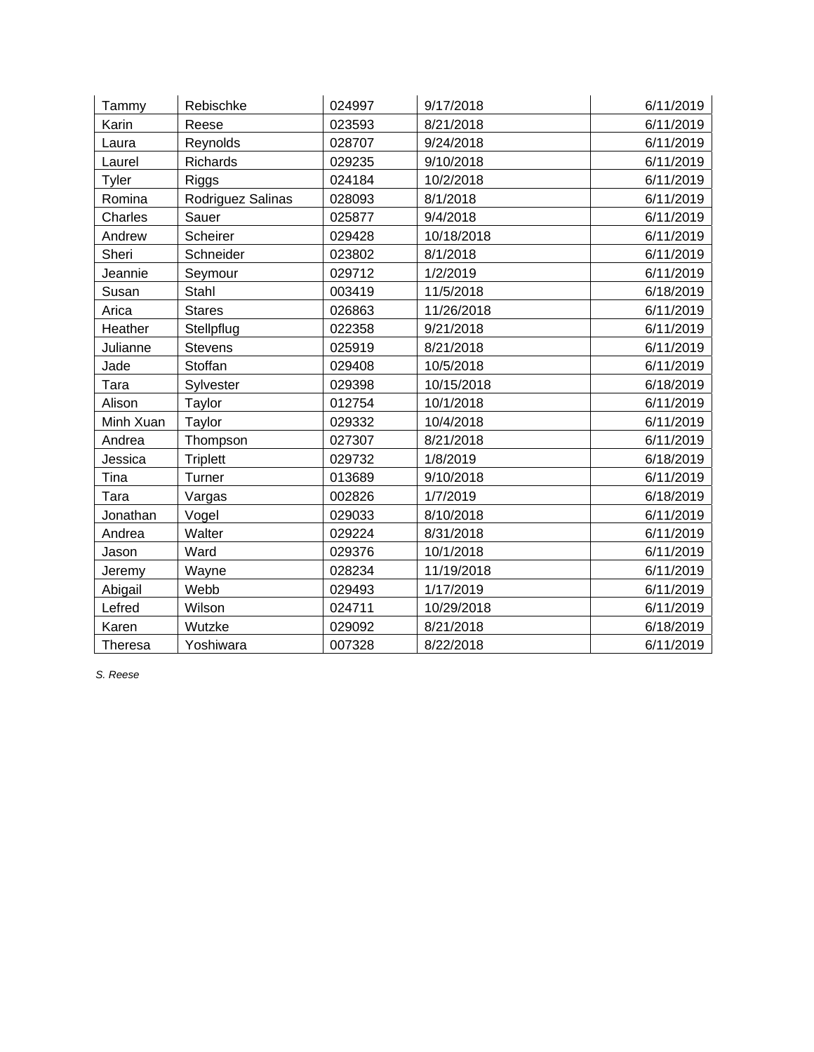| | | | | |
|---|---|---|---|---|
| Tammy | Rebischke | 024997 | 9/17/2018 | 6/11/2019 |
| Karin | Reese | 023593 | 8/21/2018 | 6/11/2019 |
| Laura | Reynolds | 028707 | 9/24/2018 | 6/11/2019 |
| Laurel | Richards | 029235 | 9/10/2018 | 6/11/2019 |
| Tyler | Riggs | 024184 | 10/2/2018 | 6/11/2019 |
| Romina | Rodriguez Salinas | 028093 | 8/1/2018 | 6/11/2019 |
| Charles | Sauer | 025877 | 9/4/2018 | 6/11/2019 |
| Andrew | Scheirer | 029428 | 10/18/2018 | 6/11/2019 |
| Sheri | Schneider | 023802 | 8/1/2018 | 6/11/2019 |
| Jeannie | Seymour | 029712 | 1/2/2019 | 6/11/2019 |
| Susan | Stahl | 003419 | 11/5/2018 | 6/18/2019 |
| Arica | Stares | 026863 | 11/26/2018 | 6/11/2019 |
| Heather | Stellpflug | 022358 | 9/21/2018 | 6/11/2019 |
| Julianne | Stevens | 025919 | 8/21/2018 | 6/11/2019 |
| Jade | Stoffan | 029408 | 10/5/2018 | 6/11/2019 |
| Tara | Sylvester | 029398 | 10/15/2018 | 6/18/2019 |
| Alison | Taylor | 012754 | 10/1/2018 | 6/11/2019 |
| Minh Xuan | Taylor | 029332 | 10/4/2018 | 6/11/2019 |
| Andrea | Thompson | 027307 | 8/21/2018 | 6/11/2019 |
| Jessica | Triplett | 029732 | 1/8/2019 | 6/18/2019 |
| Tina | Turner | 013689 | 9/10/2018 | 6/11/2019 |
| Tara | Vargas | 002826 | 1/7/2019 | 6/18/2019 |
| Jonathan | Vogel | 029033 | 8/10/2018 | 6/11/2019 |
| Andrea | Walter | 029224 | 8/31/2018 | 6/11/2019 |
| Jason | Ward | 029376 | 10/1/2018 | 6/11/2019 |
| Jeremy | Wayne | 028234 | 11/19/2018 | 6/11/2019 |
| Abigail | Webb | 029493 | 1/17/2019 | 6/11/2019 |
| Lefred | Wilson | 024711 | 10/29/2018 | 6/11/2019 |
| Karen | Wutzke | 029092 | 8/21/2018 | 6/18/2019 |
| Theresa | Yoshiwara | 007328 | 8/22/2018 | 6/11/2019 |

*S. Reese*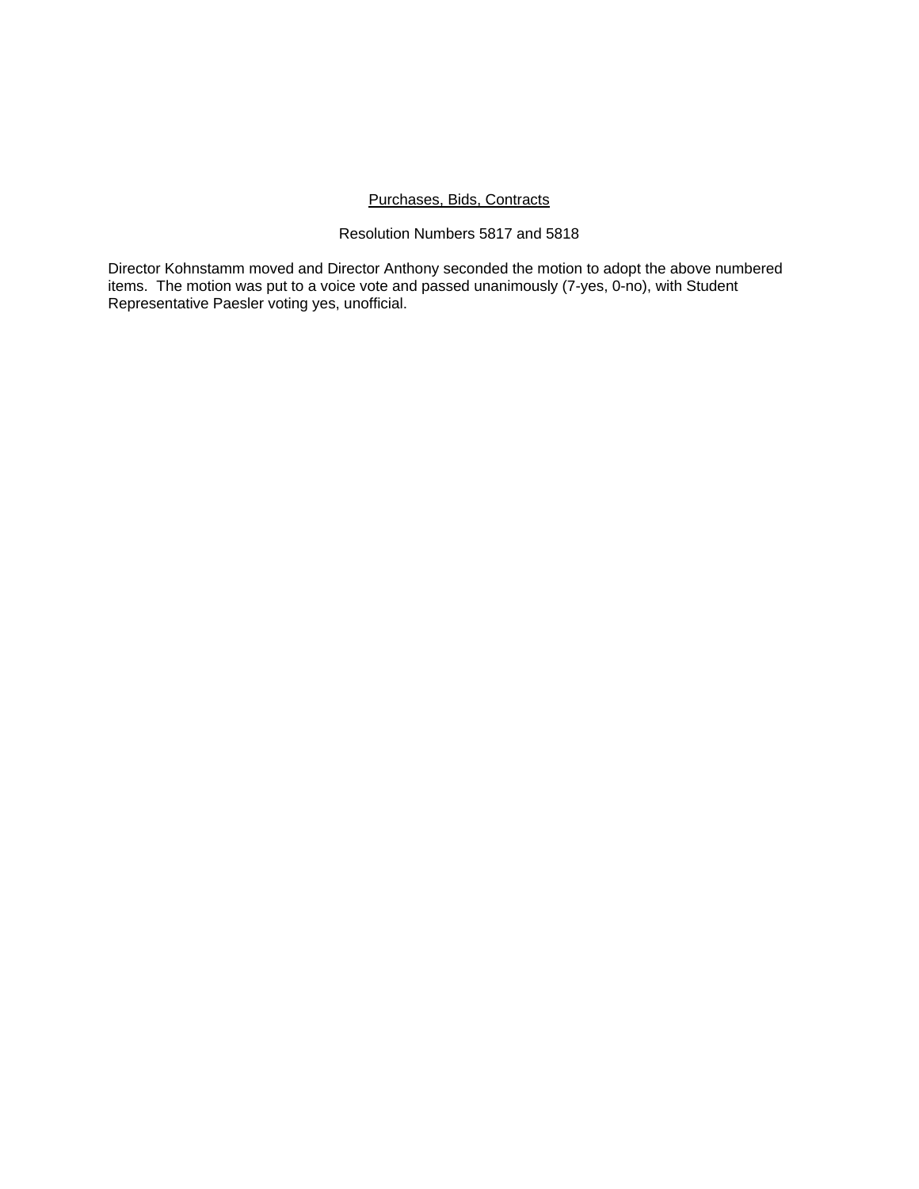<u>Purchases, Bids, Contracts</u>

Resolution Numbers 5817 and 5818

Director Kohnstamm moved and Director Anthony seconded the motion to adopt the above numbered items. The motion was put to a voice vote and passed unanimously (7-yes, 0-no), with Student Representative Paesler voting yes, unofficial.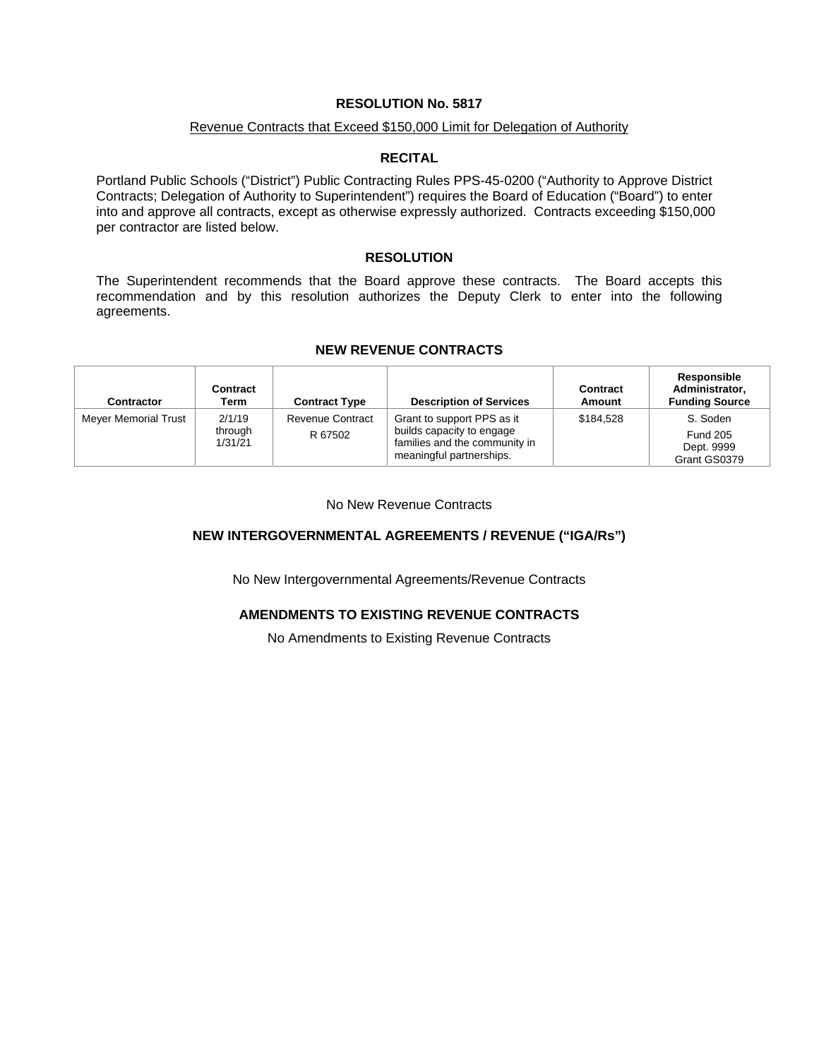**RESOLUTION No. 5817**

Revenue Contracts that Exceed $150,000 Limit for Delegation of Authority

**RECITAL**

Portland Public Schools ("District") Public Contracting Rules PPS-45-0200 ("Authority to Approve District Contracts; Delegation of Authority to Superintendent") requires the Board of Education ("Board") to enter into and approve all contracts, except as otherwise expressly authorized. Contracts exceeding $150,000 per contractor are listed below.

**RESOLUTION**

The Superintendent recommends that the Board approve these contracts. The Board accepts this recommendation and by this resolution authorizes the Deputy Clerk to enter into the following agreements.

**NEW REVENUE CONTRACTS**

| Contractor | Contract Term | Contract Type | Description of Services | Contract Amount | Responsible Administrator, Funding Source |
|---|---|---|---|---|---|
| Meyer Memorial Trust | 2/1/19 through 1/31/21 | Revenue Contract R 67502 | Grant to support PPS as it builds capacity to engage families and the community in meaningful partnerships. | $184,528 | S. Soden Fund 205 Dept. 9999 Grant GS0379 |

No New Revenue Contracts

**NEW INTERGOVERNMENTAL AGREEMENTS / REVENUE ("IGA/Rs")**

No New Intergovernmental Agreements/Revenue Contracts

**AMENDMENTS TO EXISTING REVENUE CONTRACTS**

No Amendments to Existing Revenue Contracts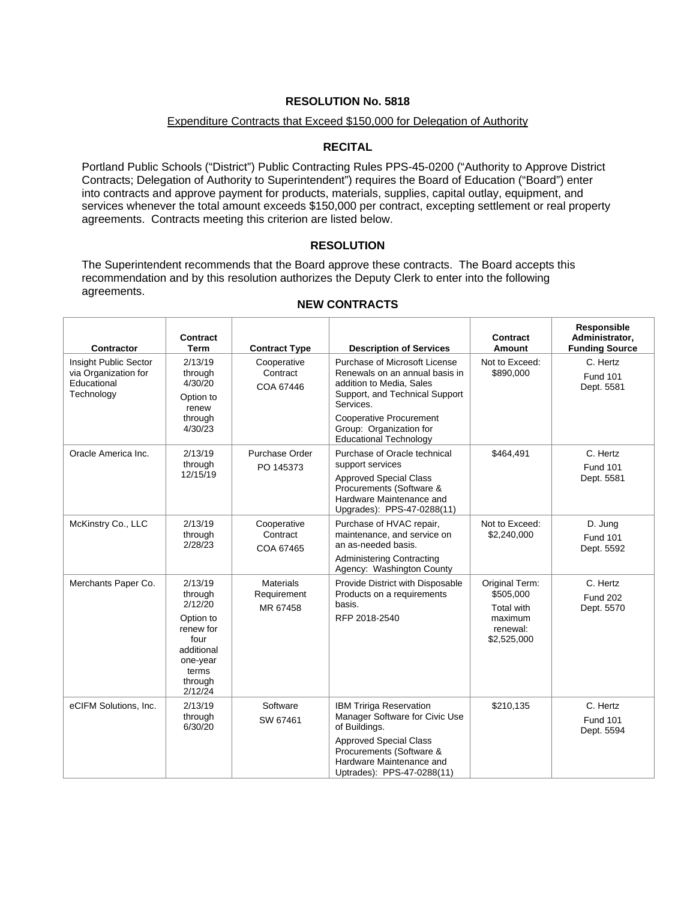## RESOLUTION No. 5818

Expenditure Contracts that Exceed $150,000 for Delegation of Authority

### RECITAL

Portland Public Schools ("District") Public Contracting Rules PPS-45-0200 ("Authority to Approve District Contracts; Delegation of Authority to Superintendent") requires the Board of Education ("Board") enter into contracts and approve payment for products, materials, supplies, capital outlay, equipment, and services whenever the total amount exceeds $150,000 per contract, excepting settlement or real property agreements. Contracts meeting this criterion are listed below.

### RESOLUTION

The Superintendent recommends that the Board approve these contracts. The Board accepts this recommendation and by this resolution authorizes the Deputy Clerk to enter into the following agreements.

### NEW CONTRACTS

| Contractor | Contract Term | Contract Type | Description of Services | Contract Amount | Responsible Administrator, Funding Source |
|---|---|---|---|---|---|
| Insight Public Sector via Organization for Educational Technology | 2/13/19 through 4/30/20 Option to renew through 4/30/23 | Cooperative Contract COA 67446 | Purchase of Microsoft License Renewals on an annual basis in addition to Media, Sales Support, and Technical Support Services. Cooperative Procurement Group: Organization for Educational Technology | Not to Exceed: $890,000 | C. Hertz Fund 101 Dept. 5581 |
| Oracle America Inc. | 2/13/19 through 12/15/19 | Purchase Order PO 145373 | Purchase of Oracle technical support services Approved Special Class Procurements (Software & Hardware Maintenance and Upgrades): PPS-47-0288(11) | $464,491 | C. Hertz Fund 101 Dept. 5581 |
| McKinstry Co., LLC | 2/13/19 through 2/28/23 | Cooperative Contract COA 67465 | Purchase of HVAC repair, maintenance, and service on an as-needed basis. Administering Contracting Agency: Washington County | Not to Exceed: $2,240,000 | D. Jung Fund 101 Dept. 5592 |
| Merchants Paper Co. | 2/13/19 through 2/12/20 Option to renew for four additional one-year terms through 2/12/24 | Materials Requirement MR 67458 | Provide District with Disposable Products on a requirements basis. RFP 2018-2540 | Original Term: $505,000 Total with maximum renewal: $2,525,000 | C. Hertz Fund 202 Dept. 5570 |
| eCIFM Solutions, Inc. | 2/13/19 through 6/30/20 | Software SW 67461 | IBM Tririga Reservation Manager Software for Civic Use of Buildings. Approved Special Class Procurements (Software & Hardware Maintenance and Uptrades): PPS-47-0288(11) | $210,135 | C. Hertz Fund 101 Dept. 5594 |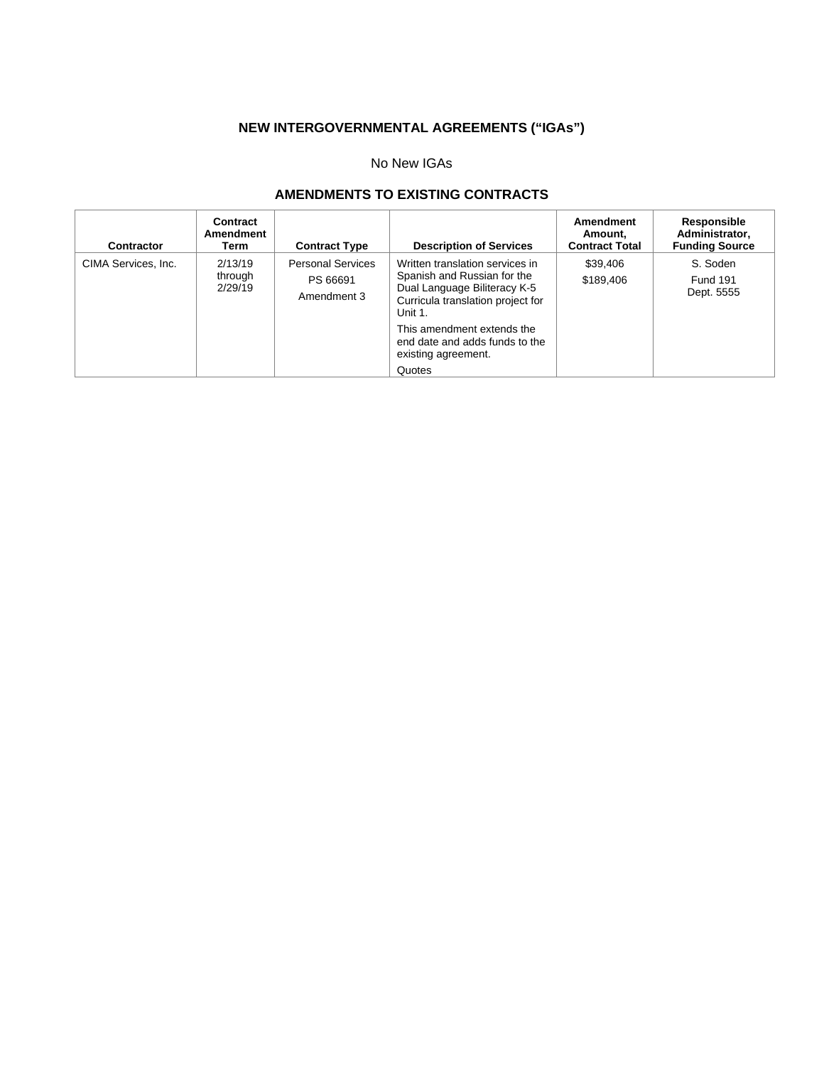## NEW INTERGOVERNMENTAL AGREEMENTS ("IGAs")

No New IGAs

## AMENDMENTS TO EXISTING CONTRACTS

| Contractor | Contract Amendment Term | Contract Type | Description of Services | Amendment Amount, Contract Total | Responsible Administrator, Funding Source |
|---|---|---|---|---|---|
| CIMA Services, Inc. | 2/13/19 through 2/29/19 | Personal Services<br>PS 66691<br>Amendment 3 | Written translation services in Spanish and Russian for the Dual Language Biliteracy K-5 Curricula translation project for Unit 1.<br>This amendment extends the end date and adds funds to the existing agreement.<br>Quotes | $39,406<br>$189,406 | S. Soden<br>Fund 191<br>Dept. 5555 |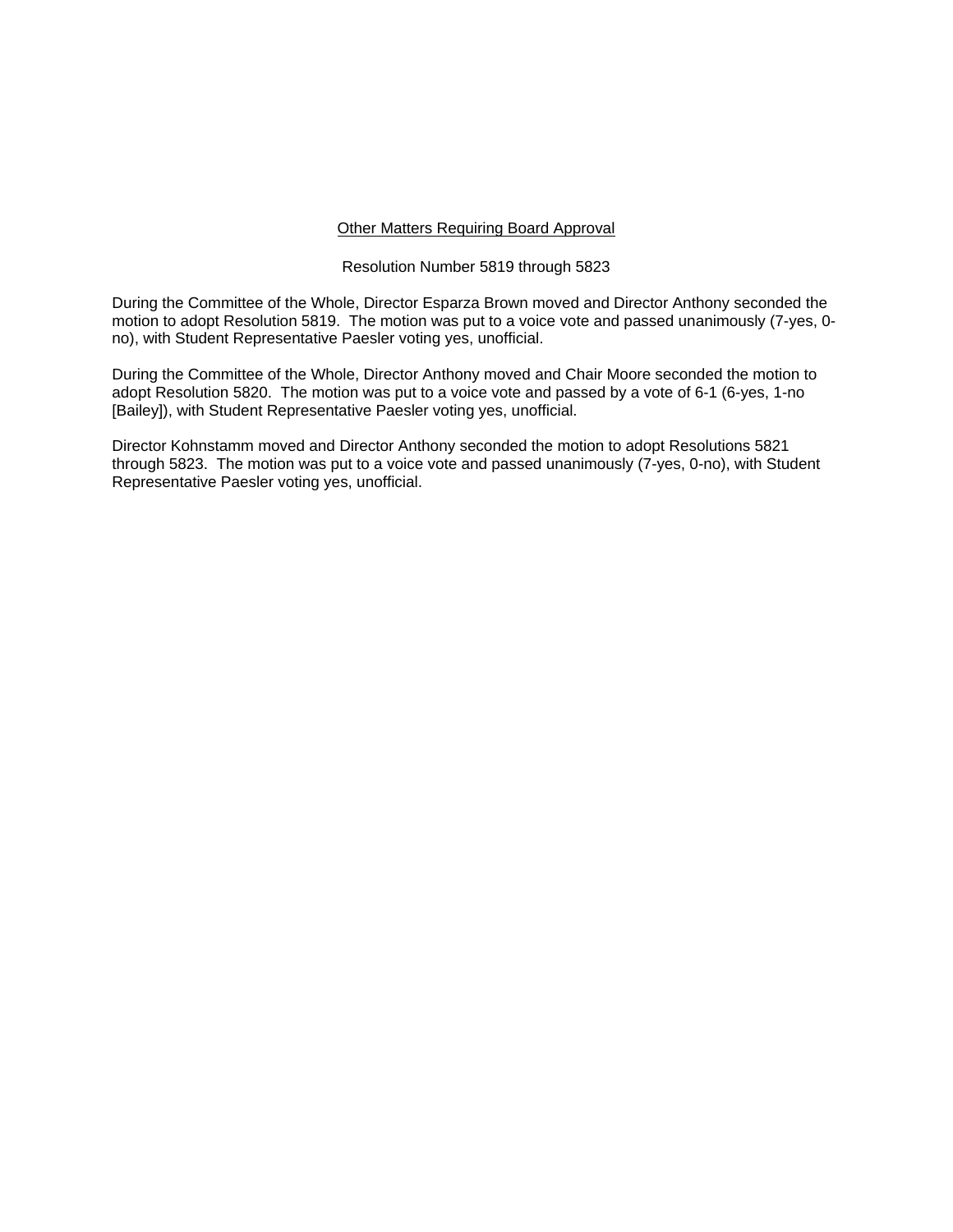<u>Other Matters Requiring Board Approval</u>

Resolution Number 5819 through 5823

During the Committee of the Whole, Director Esparza Brown moved and Director Anthony seconded the motion to adopt Resolution 5819. The motion was put to a voice vote and passed unanimously (7-yes, 0-no), with Student Representative Paesler voting yes, unofficial.

During the Committee of the Whole, Director Anthony moved and Chair Moore seconded the motion to adopt Resolution 5820. The motion was put to a voice vote and passed by a vote of 6-1 (6-yes, 1-no [Bailey]), with Student Representative Paesler voting yes, unofficial.

Director Kohnstamm moved and Director Anthony seconded the motion to adopt Resolutions 5821 through 5823. The motion was put to a voice vote and passed unanimously (7-yes, 0-no), with Student Representative Paesler voting yes, unofficial.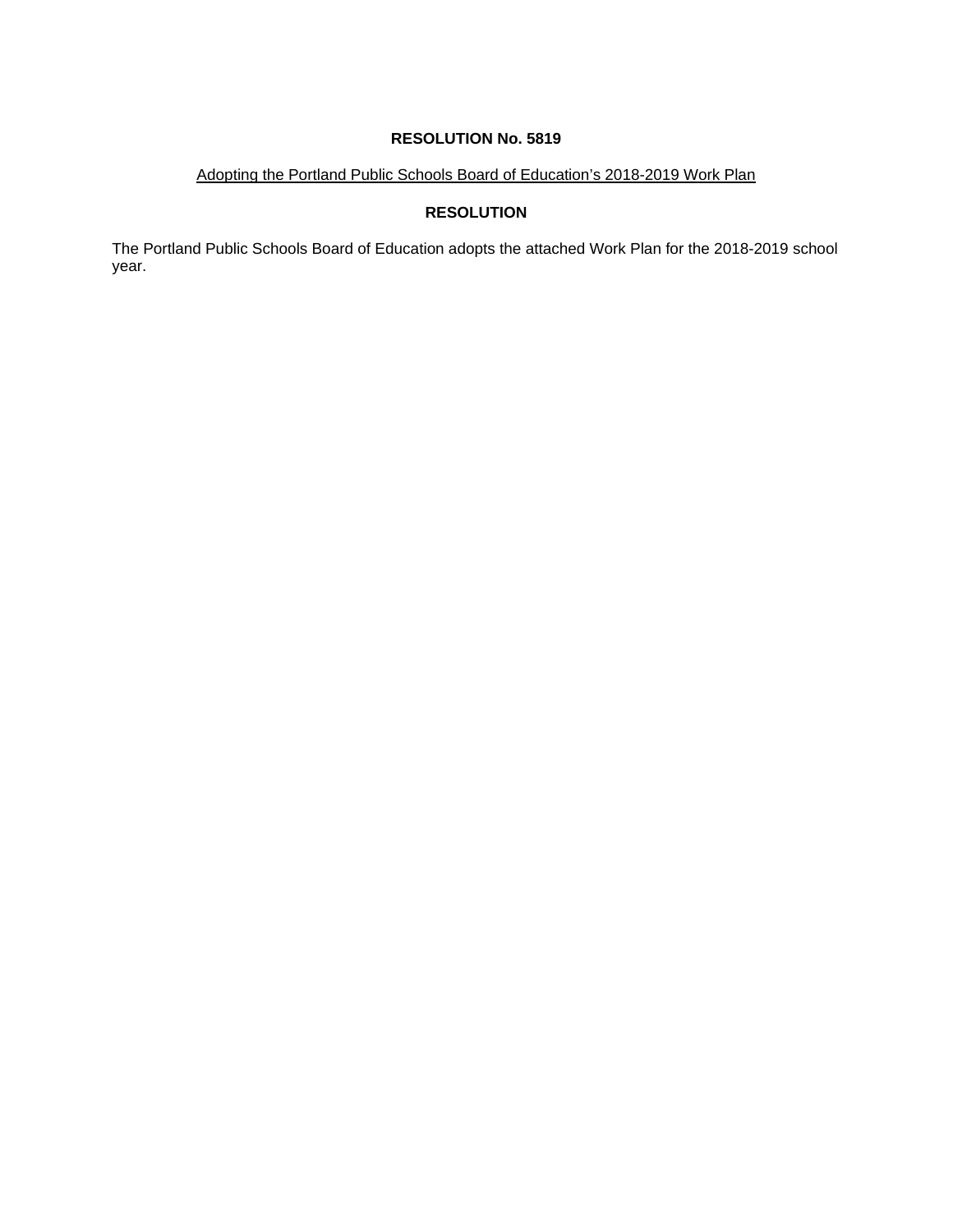# RESOLUTION No. 5819

Adopting the Portland Public Schools Board of Education's 2018-2019 Work Plan

## RESOLUTION

The Portland Public Schools Board of Education adopts the attached Work Plan for the 2018-2019 school year.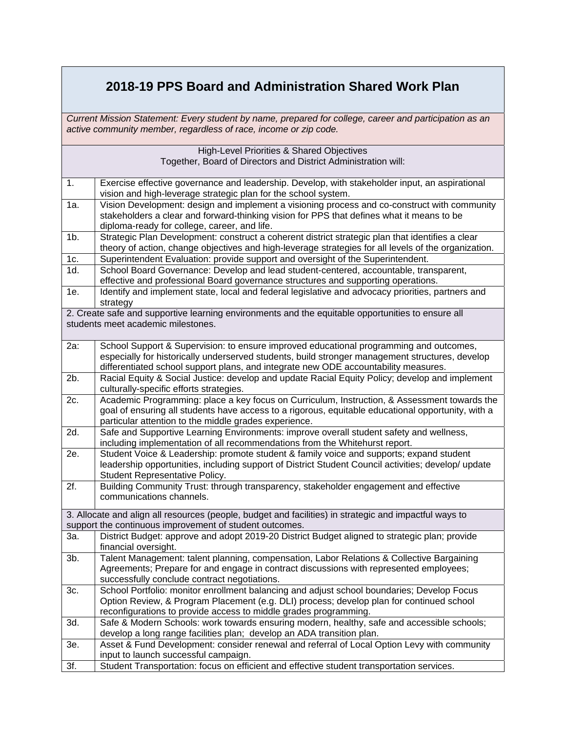# 2018-19 PPS Board and Administration Shared Work Plan

*Current Mission Statement: Every student by name, prepared for college, career and participation as an active community member, regardless of race, income or zip code.*

High-Level Priorities & Shared Objectives
Together, Board of Directors and District Administration will:

| | |
|---|---|
| 1. | Exercise effective governance and leadership. Develop, with stakeholder input, an aspirational vision and high-leverage strategic plan for the school system. |
| 1a. | Vision Development: design and implement a visioning process and co-construct with community stakeholders a clear and forward-thinking vision for PPS that defines what it means to be diploma-ready for college, career, and life. |
| 1b. | Strategic Plan Development: construct a coherent district strategic plan that identifies a clear theory of action, change objectives and high-leverage strategies for all levels of the organization. |
| 1c. | Superintendent Evaluation: provide support and oversight of the Superintendent. |
| 1d. | School Board Governance: Develop and lead student-centered, accountable, transparent, effective and professional Board governance structures and supporting operations. |
| 1e. | Identify and implement state, local and federal legislative and advocacy priorities, partners and strategy |
| 2. Create safe and supportive learning environments and the equitable opportunities to ensure all students meet academic milestones. | |
| 2a: | School Support & Supervision: to ensure improved educational programming and outcomes, especially for historically underserved students, build stronger management structures, develop differentiated school support plans, and integrate new ODE accountability measures. |
| 2b. | Racial Equity & Social Justice: develop and update Racial Equity Policy; develop and implement culturally-specific efforts strategies. |
| 2c. | Academic Programming: place a key focus on Curriculum, Instruction, & Assessment towards the goal of ensuring all students have access to a rigorous, equitable educational opportunity, with a particular attention to the middle grades experience. |
| 2d. | Safe and Supportive Learning Environments: improve overall student safety and wellness, including implementation of all recommendations from the Whitehurst report. |
| 2e. | Student Voice & Leadership: promote student & family voice and supports; expand student leadership opportunities, including support of District Student Council activities; develop/ update Student Representative Policy. |
| 2f. | Building Community Trust: through transparency, stakeholder engagement and effective communications channels. |
| 3. Allocate and align all resources (people, budget and facilities) in strategic and impactful ways to support the continuous improvement of student outcomes. | |
| 3a. | District Budget: approve and adopt 2019-20 District Budget aligned to strategic plan; provide financial oversight. |
| 3b. | Talent Management: talent planning, compensation, Labor Relations & Collective Bargaining Agreements; Prepare for and engage in contract discussions with represented employees; successfully conclude contract negotiations. |
| 3c. | School Portfolio: monitor enrollment balancing and adjust school boundaries; Develop Focus Option Review, & Program Placement (e.g. DLI) process; develop plan for continued school reconfigurations to provide access to middle grades programming. |
| 3d. | Safe & Modern Schools: work towards ensuring modern, healthy, safe and accessible schools; develop a long range facilities plan; develop an ADA transition plan. |
| 3e. | Asset & Fund Development: consider renewal and referral of Local Option Levy with community input to launch successful campaign. |
| 3f. | Student Transportation: focus on efficient and effective student transportation services. |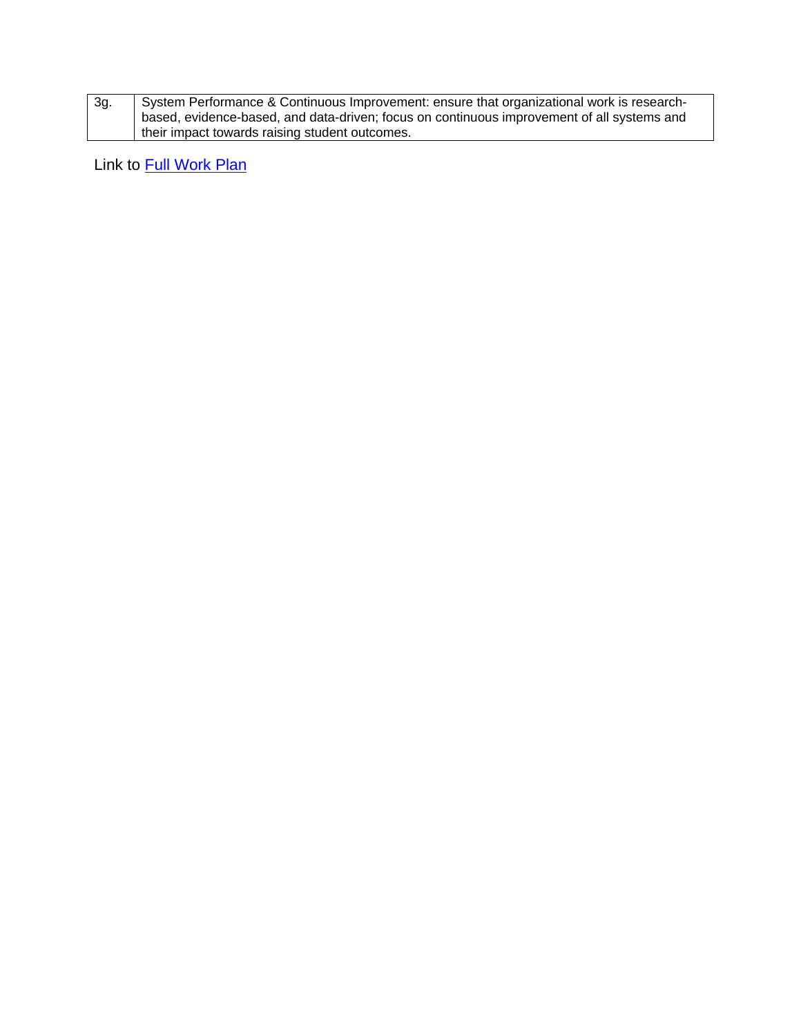| 3g. | System Performance & Continuous Improvement: ensure that organizational work is research-based, evidence-based, and data-driven; focus on continuous improvement of all systems and their impact towards raising student outcomes. |
|---|---|

Link to Full Work Plan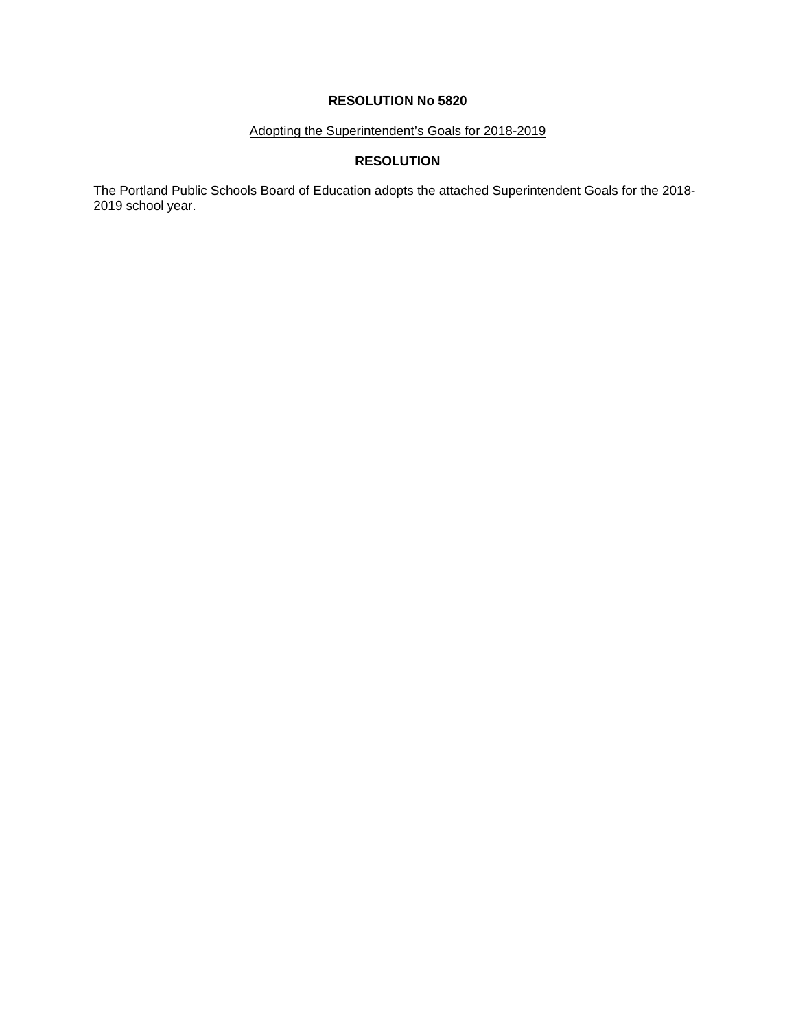# RESOLUTION No 5820

Adopting the Superintendent's Goals for 2018-2019

## RESOLUTION

The Portland Public Schools Board of Education adopts the attached Superintendent Goals for the 2018-2019 school year.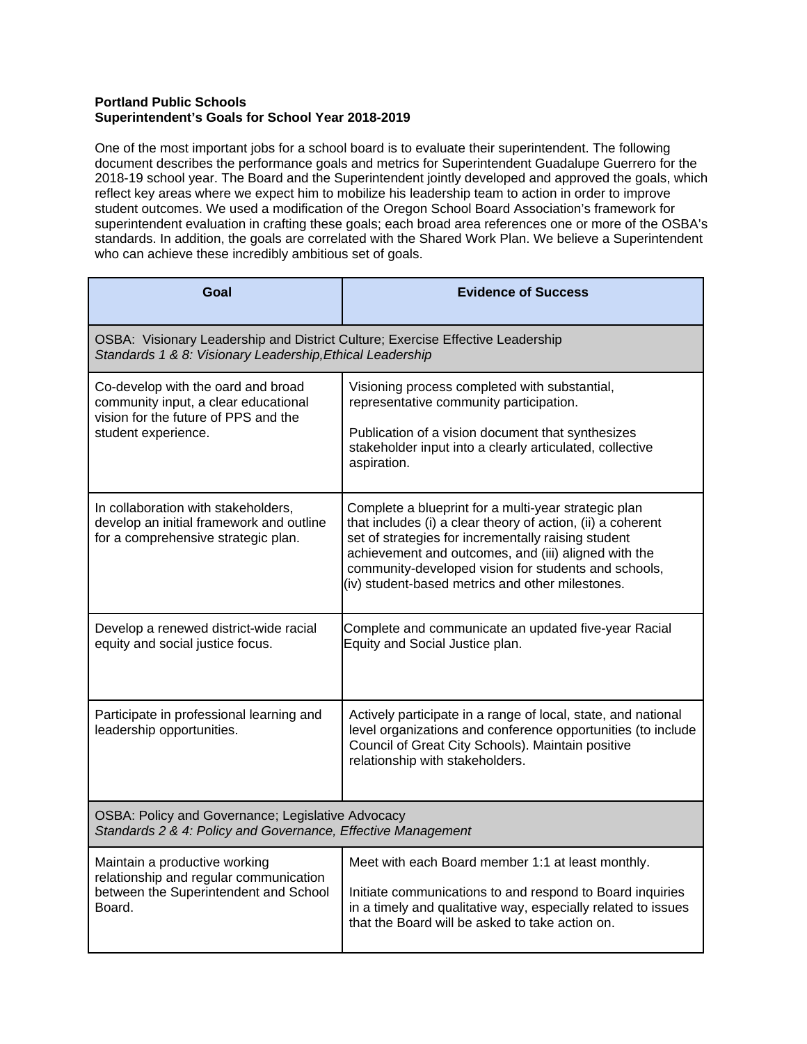**Portland Public Schools**
**Superintendent's Goals for School Year 2018-2019**

One of the most important jobs for a school board is to evaluate their superintendent. The following document describes the performance goals and metrics for Superintendent Guadalupe Guerrero for the 2018-19 school year. The Board and the Superintendent jointly developed and approved the goals, which reflect key areas where we expect him to mobilize his leadership team to action in order to improve student outcomes. We used a modification of the Oregon School Board Association's framework for superintendent evaluation in crafting these goals; each broad area references one or more of the OSBA's standards. In addition, the goals are correlated with the Shared Work Plan. We believe a Superintendent who can achieve these incredibly ambitious set of goals.

| Goal | Evidence of Success |
|---|---|
| OSBA: Visionary Leadership and District Culture; Exercise Effective Leadership<br>*Standards 1 & 8: Visionary Leadership,Ethical Leadership* | |
| Co-develop with the oard and broad community input, a clear educational vision for the future of PPS and the student experience. | Visioning process completed with substantial, representative community participation.<br><br>Publication of a vision document that synthesizes stakeholder input into a clearly articulated, collective aspiration. |
| In collaboration with stakeholders, develop an initial framework and outline for a comprehensive strategic plan. | Complete a blueprint for a multi-year strategic plan that includes (i) a clear theory of action, (ii) a coherent set of strategies for incrementally raising student achievement and outcomes, and (iii) aligned with the community-developed vision for students and schools, (iv) student-based metrics and other milestones. |
| Develop a renewed district-wide racial equity and social justice focus. | Complete and communicate an updated five-year Racial Equity and Social Justice plan. |
| Participate in professional learning and leadership opportunities. | Actively participate in a range of local, state, and national level organizations and conference opportunities (to include Council of Great City Schools). Maintain positive relationship with stakeholders. |
| OSBA: Policy and Governance; Legislative Advocacy<br>*Standards 2 & 4: Policy and Governance, Effective Management* | |
| Maintain a productive working relationship and regular communication between the Superintendent and School Board. | Meet with each Board member 1:1 at least monthly.<br><br>Initiate communications to and respond to Board inquiries in a timely and qualitative way, especially related to issues that the Board will be asked to take action on. |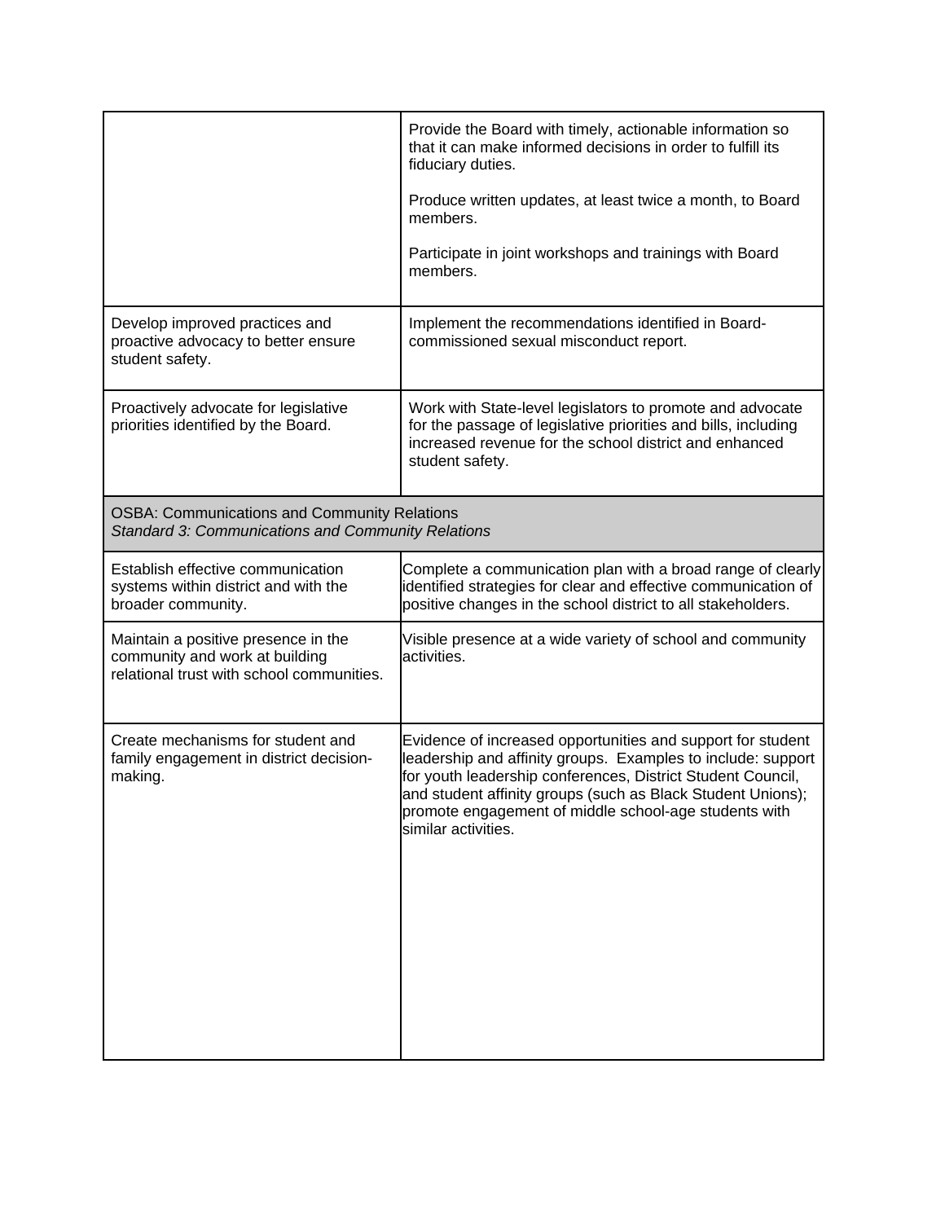| | |
|---|---|
| | Provide the Board with timely, actionable information so that it can make informed decisions in order to fulfill its fiduciary duties.<br><br>Produce written updates, at least twice a month, to Board members.<br><br>Participate in joint workshops and trainings with Board members. |
| Develop improved practices and proactive advocacy to better ensure student safety. | Implement the recommendations identified in Board-commissioned sexual misconduct report. |
| Proactively advocate for legislative priorities identified by the Board. | Work with State-level legislators to promote and advocate for the passage of legislative priorities and bills, including increased revenue for the school district and enhanced student safety. |
| OSBA: Communications and Community Relations<br>*Standard 3: Communications and Community Relations* | |
| Establish effective communication systems within district and with the broader community. | Complete a communication plan with a broad range of clearly identified strategies for clear and effective communication of positive changes in the school district to all stakeholders. |
| Maintain a positive presence in the community and work at building relational trust with school communities. | Visible presence at a wide variety of school and community activities. |
| Create mechanisms for student and family engagement in district decision-making. | Evidence of increased opportunities and support for student leadership and affinity groups. Examples to include: support for youth leadership conferences, District Student Council, and student affinity groups (such as Black Student Unions); promote engagement of middle school-age students with similar activities. |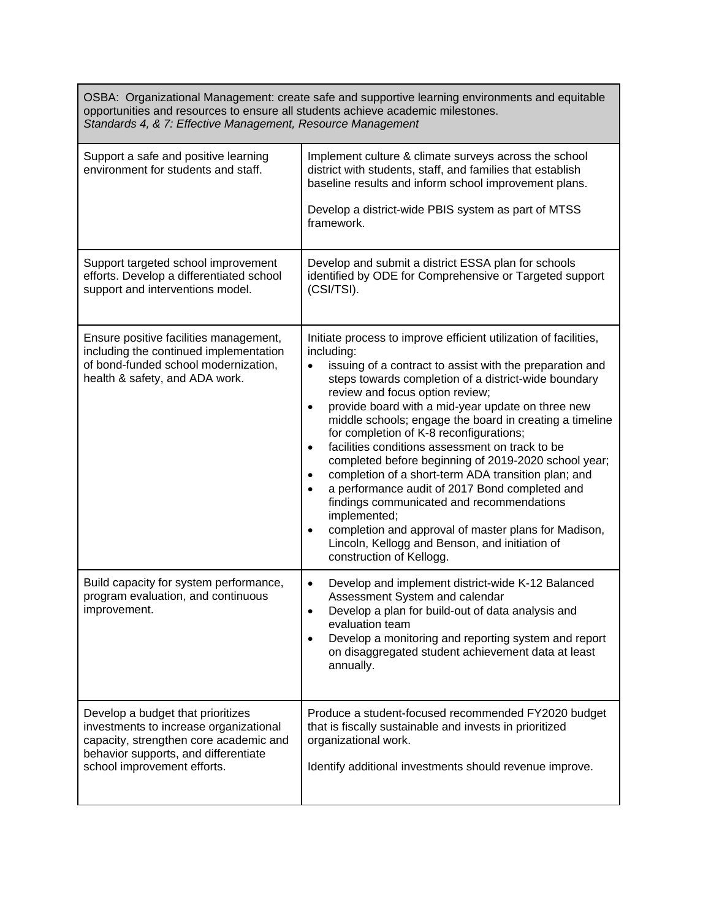<table>
<tr>
<th colspan="2">OSBA: Organizational Management: create safe and supportive learning environments and equitable opportunities and resources to ensure all students achieve academic milestones.<br><em>Standards 4, &amp; 7: Effective Management, Resource Management</em></th>
</tr>
<tr>
<td>Support a safe and positive learning environment for students and staff.</td>
<td>Implement culture &amp; climate surveys across the school district with students, staff, and families that establish baseline results and inform school improvement plans.<br><br>Develop a district-wide PBIS system as part of MTSS framework.</td>
</tr>
<tr>
<td>Support targeted school improvement efforts. Develop a differentiated school support and interventions model.</td>
<td>Develop and submit a district ESSA plan for schools identified by ODE for Comprehensive or Targeted support (CSI/TSI).</td>
</tr>
<tr>
<td>Ensure positive facilities management, including the continued implementation of bond-funded school modernization, health &amp; safety, and ADA work.</td>
<td>Initiate process to improve efficient utilization of facilities, including:
<ul>
<li>issuing of a contract to assist with the preparation and steps towards completion of a district-wide boundary review and focus option review;</li>
<li>provide board with a mid-year update on three new middle schools; engage the board in creating a timeline for completion of K-8 reconfigurations;</li>
<li>facilities conditions assessment on track to be completed before beginning of 2019-2020 school year;</li>
<li>completion of a short-term ADA transition plan; and</li>
<li>a performance audit of 2017 Bond completed and findings communicated and recommendations implemented;</li>
<li>completion and approval of master plans for Madison, Lincoln, Kellogg and Benson, and initiation of construction of Kellogg.</li>
</ul>
</td>
</tr>
<tr>
<td>Build capacity for system performance, program evaluation, and continuous improvement.</td>
<td>
<ul>
<li>Develop and implement district-wide K-12 Balanced Assessment System and calendar</li>
<li>Develop a plan for build-out of data analysis and evaluation team</li>
<li>Develop a monitoring and reporting system and report on disaggregated student achievement data at least annually.</li>
</ul>
</td>
</tr>
<tr>
<td>Develop a budget that prioritizes investments to increase organizational capacity, strengthen core academic and behavior supports, and differentiate school improvement efforts.</td>
<td>Produce a student-focused recommended FY2020 budget that is fiscally sustainable and invests in prioritized organizational work.<br><br>Identify additional investments should revenue improve.</td>
</tr>
</table>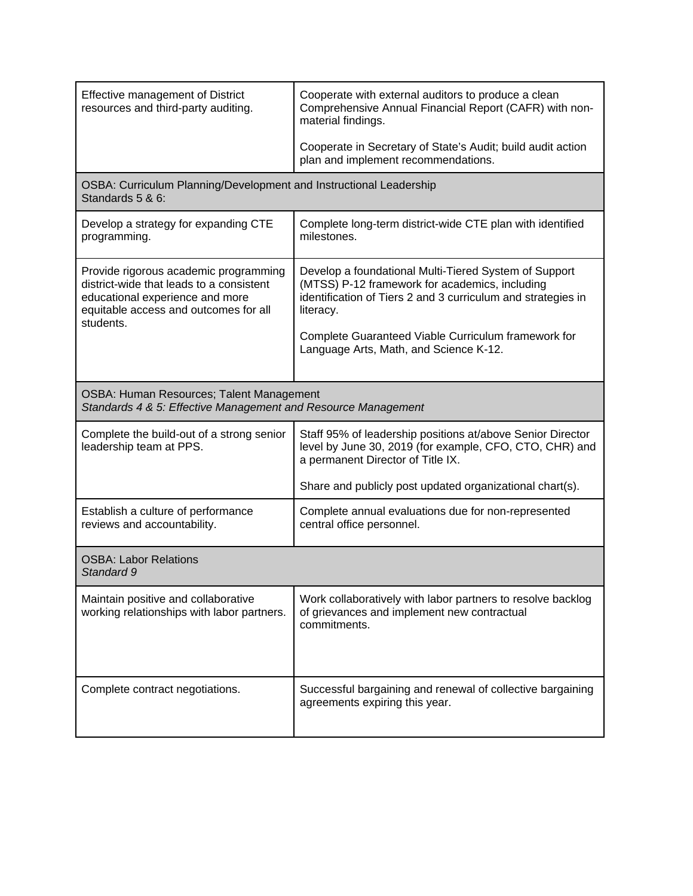| | |
|---|---|
| Effective management of District resources and third-party auditing. | Cooperate with external auditors to produce a clean Comprehensive Annual Financial Report (CAFR) with non-material findings.<br><br>Cooperate in Secretary of State's Audit; build audit action plan and implement recommendations. |
| OSBA: Curriculum Planning/Development and Instructional Leadership<br>Standards 5 & 6: | |
| Develop a strategy for expanding CTE programming. | Complete long-term district-wide CTE plan with identified milestones. |
| Provide rigorous academic programming district-wide that leads to a consistent educational experience and more equitable access and outcomes for all students. | Develop a foundational Multi-Tiered System of Support (MTSS) P-12 framework for academics, including identification of Tiers 2 and 3 curriculum and strategies in literacy.<br><br>Complete Guaranteed Viable Curriculum framework for Language Arts, Math, and Science K-12. |
| OSBA: Human Resources; Talent Management<br>*Standards 4 & 5: Effective Management and Resource Management* | |
| Complete the build-out of a strong senior leadership team at PPS. | Staff 95% of leadership positions at/above Senior Director level by June 30, 2019 (for example, CFO, CTO, CHR) and a permanent Director of Title IX.<br><br>Share and publicly post updated organizational chart(s). |
| Establish a culture of performance reviews and accountability. | Complete annual evaluations due for non-represented central office personnel. |
| OSBA: Labor Relations<br>*Standard 9* | |
| Maintain positive and collaborative working relationships with labor partners. | Work collaboratively with labor partners to resolve backlog of grievances and implement new contractual commitments. |
| Complete contract negotiations. | Successful bargaining and renewal of collective bargaining agreements expiring this year. |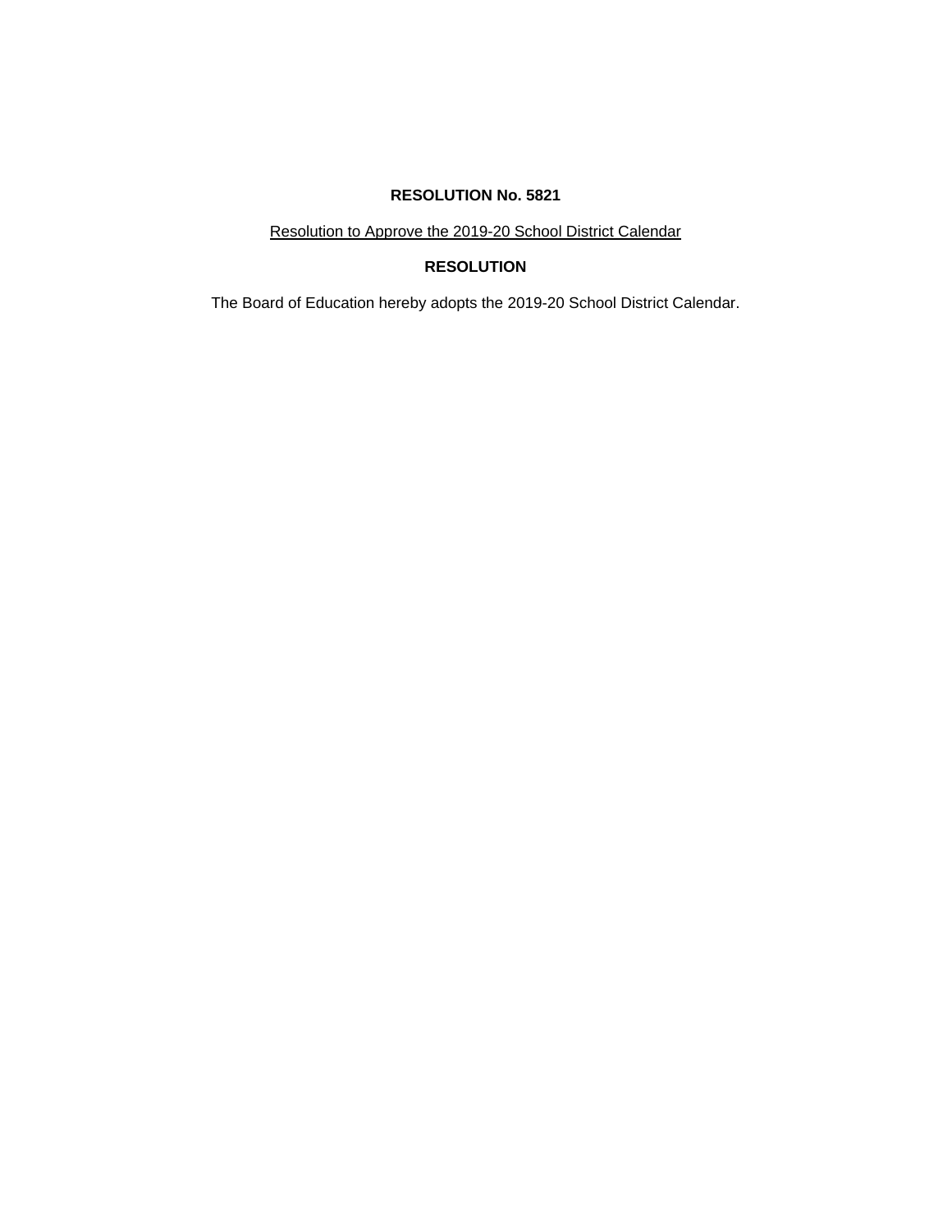**RESOLUTION No. 5821**

Resolution to Approve the 2019-20 School District Calendar

**RESOLUTION**

The Board of Education hereby adopts the 2019-20 School District Calendar.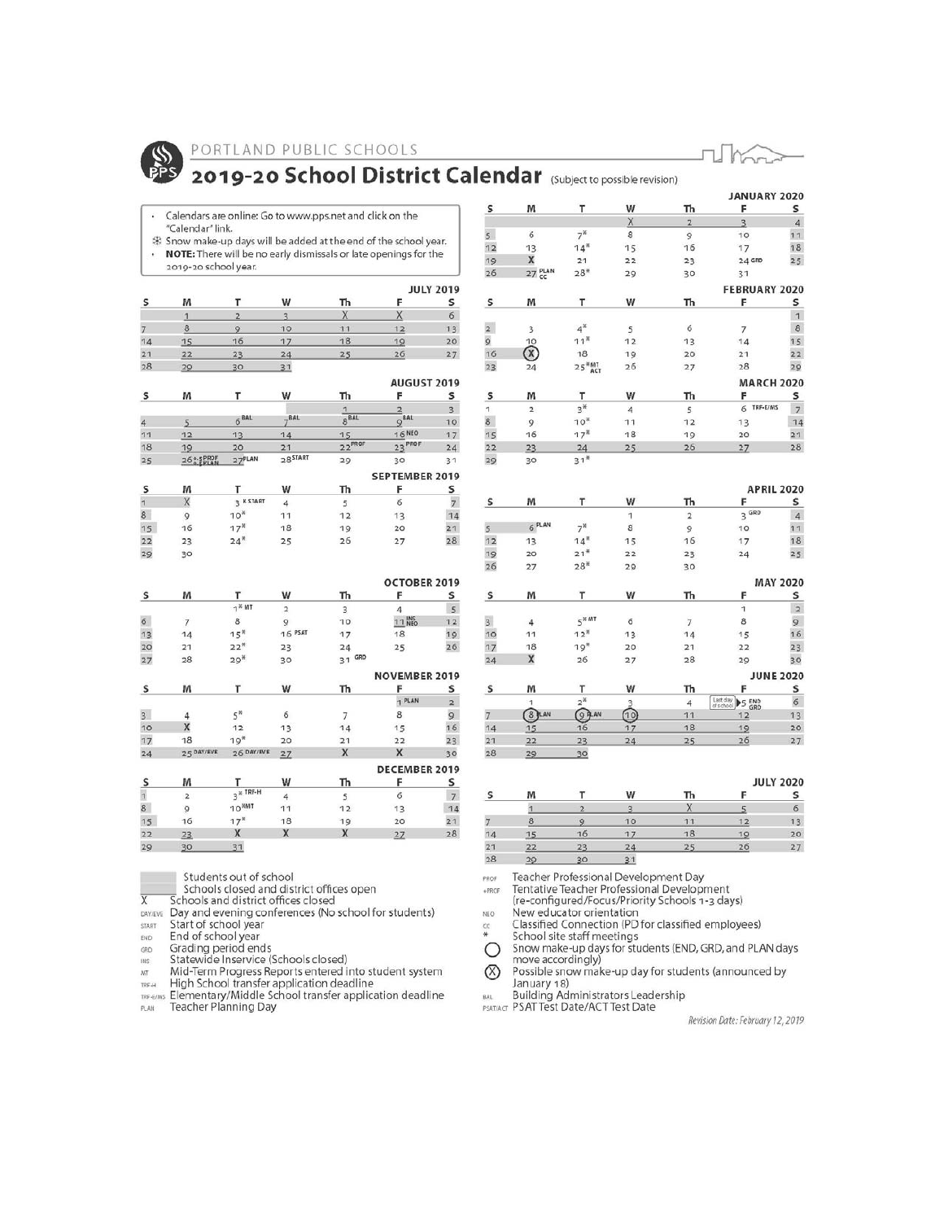# PORTLAND PUBLIC SCHOOLS

## 2019-20 School District Calendar (Subject to possible revision)

- Calendars are online: Go to www.pps.net and click on the "Calendar" link.
- ❄ Snow make-up days will be added at the end of the school year.
- **NOTE:** There will be no early dismissals or late openings for the 2019-20 school year.

### JULY 2019

| S | M | T | W | Th | F | S |
|---|---|---|---|---|---|---|
| | 1 | 2 | 3 | X | X | 6 |
| 7 | 8 | 9 | 10 | 11 | 12 | 13 |
| 14 | 15 | 16 | 17 | 18 | 19 | 20 |
| 21 | 22 | 23 | 24 | 25 | 26 | 27 |
| 28 | 29 | 30 | 31 | | | |

### AUGUST 2019

| S | M | T | W | Th | F | S |
|---|---|---|---|---|---|---|
| | | | | 1 | 2 | 3 |
| 4 | 5 | 6 BAL | 7 BAL | 8 BAL | 9 BAL | 10 |
| 11 | 12 | 13 | 14 | 15 | 16 NEO | 17 |
| 18 | 19 | 20 | 21 | 22 PROF | 23 PROF | 24 |
| 25 | 26 +PROF / +PLAN | 27 PLAN | 28 START | 29 | 30 | 31 |

### SEPTEMBER 2019

| S | M | T | W | Th | F | S |
|---|---|---|---|---|---|---|
| 1 | X | 3 K START | 4 | 5 | 6 | 7 |
| 8 | 9 | 10* | 11 | 12 | 13 | 14 |
| 15 | 16 | 17* | 18 | 19 | 20 | 21 |
| 22 | 23 | 24* | 25 | 26 | 27 | 28 |
| 29 | 30 | | | | | |

### OCTOBER 2019

| S | M | T | W | Th | F | S |
|---|---|---|---|---|---|---|
| | | 1* MT | 2 | 3 | 4 | 5 |
| 6 | 7 | 8 | 9 | 10 | 11 INS NEO | 12 |
| 13 | 14 | 15* | 16 PSAT | 17 | 18 | 19 |
| 20 | 21 | 22* | 23 | 24 | 25 | 26 |
| 27 | 28 | 29* | 30 | 31 GRD | | |

### NOVEMBER 2019

| S | M | T | W | Th | F | S |
|---|---|---|---|---|---|---|
| | | | | | 1 PLAN | 2 |
| 3 | 4 | 5* | 6 | 7 | 8 | 9 |
| 10 | X | 12 | 13 | 14 | 15 | 16 |
| 17 | 18 | 19* | 20 | 21 | 22 | 23 |
| 24 | 25 DAY/EVE | 26 DAY/EVE | 27 | X | X | 30 |

### DECEMBER 2019

| S | M | T | W | Th | F | S |
|---|---|---|---|---|---|---|
| 1 | 2 | 3* TRF-H | 4 | 5 | 6 | 7 |
| 8 | 9 | 10 MT | 11 | 12 | 13 | 14 |
| 15 | 16 | 17* | 18 | 19 | 20 | 21 |
| 22 | 23 | X | X | X | 27 | 28 |
| 29 | 30 | 31 | | | | |

### JANUARY 2020

| S | M | T | W | Th | F | S |
|---|---|---|---|---|---|---|
| | | | X | 2 | 3 | 4 |
| 5 | 6 | 7* | 8 | 9 | 10 | 11 |
| 12 | 13 | 14* | 15 | 16 | 17 | 18 |
| 19 | X | 21 | 22 | 23 | 24 GRD | 25 |
| 26 | 27 PLAN CC | 28* | 29 | 30 | 31 | |

### FEBRUARY 2020

| S | M | T | W | Th | F | S |
|---|---|---|---|---|---|---|
| | | | | | | 1 |
| 2 | 3 | 4* | 5 | 6 | 7 | 8 |
| 9 | 10 | 11* | 12 | 13 | 14 | 15 |
| 16 | ⓧ | 18 | 19 | 20 | 21 | 22 |
| 23 | 24 | 25* MT ACT | 26 | 27 | 28 | 29 |

### MARCH 2020

| S | M | T | W | Th | F | S |
|---|---|---|---|---|---|---|
| 1 | 2 | 3* | 4 | 5 | 6 TRF-E/MS | 7 |
| 8 | 9 | 10* | 11 | 12 | 13 | 14 |
| 15 | 16 | 17* | 18 | 19 | 20 | 21 |
| 22 | 23 | 24 | 25 | 26 | 27 | 28 |
| 29 | 30 | 31* | | | | |

### APRIL 2020

| S | M | T | W | Th | F | S |
|---|---|---|---|---|---|---|
| | | | 1 | 2 | 3 GRD | 4 |
| 5 | 6 PLAN | 7* | 8 | 9 | 10 | 11 |
| 12 | 13 | 14* | 15 | 16 | 17 | 18 |
| 19 | 20 | 21* | 22 | 23 | 24 | 25 |
| 26 | 27 | 28* | 29 | 30 | | |

### MAY 2020

| S | M | T | W | Th | F | S |
|---|---|---|---|---|---|---|
| | | | | | 1 | 2 |
| 3 | 4 | 5* MT | 6 | 7 | 8 | 9 |
| 10 | 11 | 12* | 13 | 14 | 15 | 16 |
| 17 | 18 | 19* | 20 | 21 | 22 | 23 |
| 24 | X | 26 | 27 | 28 | 29 | 30 |

### JUNE 2020

| S | M | T | W | Th | F | S |
|---|---|---|---|---|---|---|
| | 1 | 2* | 3 | 4 | Last day of school ▶ 5 END GRD | 6 |
| 7 | (8) PLAN | (9) PLAN | (10) | 11 | 12 | 13 |
| 14 | 15 | 16 | 17 | 18 | 19 | 20 |
| 21 | 22 | 23 | 24 | 25 | 26 | 27 |
| 28 | 29 | 30 | | | | |

### JULY 2020

| S | M | T | W | Th | F | S |
|---|---|---|---|---|---|---|
| | | | 1 | 2 | 3 | 4 |
| 5 | 6 | 7 | 8 | 9 | X | 11 |
| 12 | 13 | 14 | 15 | 16 | 17 | 18 |
| 19 | 20 | 21 | 22 | 23 | 24 | 25 |
| 26 | 27 | 28 | 29 | 30 | 31 | |

### Legend

- (shaded) Students out of school
- (underlined) Schools closed and district offices open
- X — Schools and district offices closed
- DAY/EVE — Day and evening conferences (No school for students)
- START — Start of school year
- END — End of school year
- GRD — Grading period ends
- INS — Statewide Inservice (Schools closed)
- MT — Mid-Term Progress Reports entered into student system
- TRF-H — High School transfer application deadline
- TRF-E/MS — Elementary/Middle School transfer application deadline
- PLAN — Teacher Planning Day
- PROF — Teacher Professional Development Day
- +PROF — Tentative Teacher Professional Development (re-configured/Focus/Priority Schools 1-3 days)
- NEO — New educator orientation
- CC — Classified Connection (PD for classified employees)
- \* — School site staff meetings
- ◯ — Snow make-up days for students (END, GRD, and PLAN days move accordingly)
- ⓧ — Possible snow make-up day for students (announced by January 18)
- BAL — Building Administrators Leadership
- PSAT/ACT — PSAT Test Date/ACT Test Date

*Revision Date: February 12, 2019*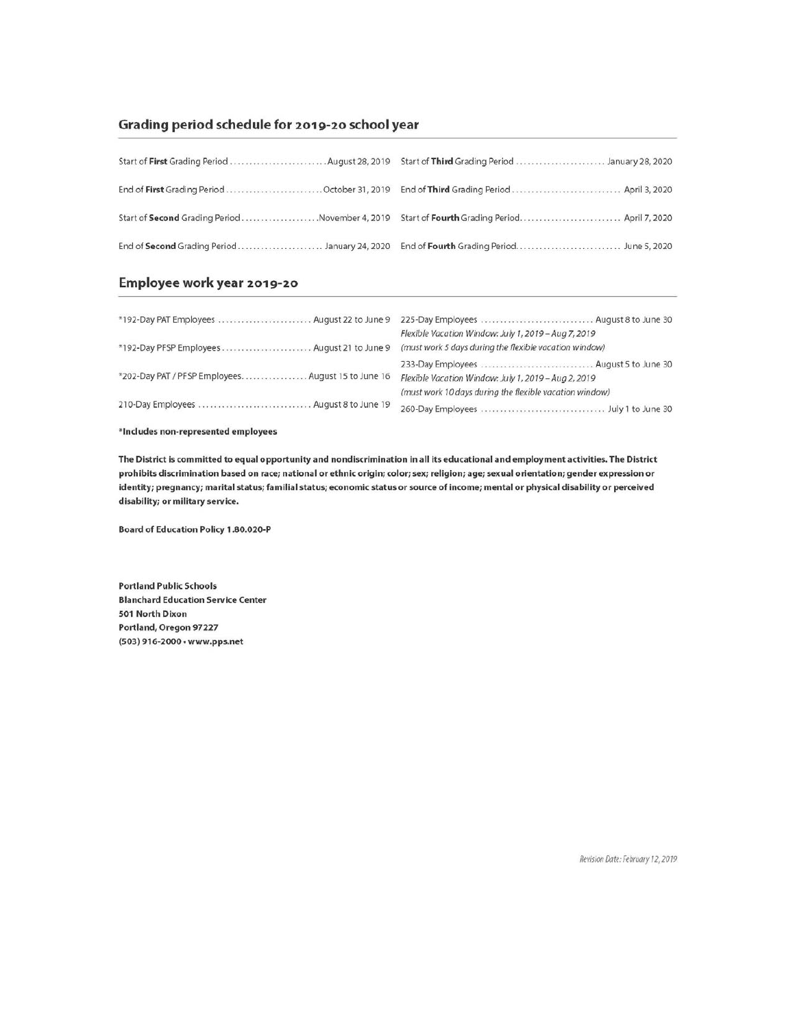## Grading period schedule for 2019-20 school year

Start of **First** Grading Period ........................ August 28, 2019

End of **First** Grading Period ........................ October 31, 2019

Start of **Second** Grading Period .................... November 4, 2019

End of **Second** Grading Period ...................... January 24, 2020

Start of **Third** Grading Period ....................... January 28, 2020

End of **Third** Grading Period ............................ April 3, 2020

Start of **Fourth** Grading Period.......................... April 7, 2020

End of **Fourth** Grading Period........................... June 5, 2020

## Employee work year 2019-20

*192-Day PAT Employees ....................... August 22 to June 9

*192-Day PFSP Employees...................... August 21 to June 9

*202-Day PAT / PFSP Employees................ August 15 to June 16

210-Day Employees ............................ August 8 to June 19

225-Day Employees ............................ August 8 to June 30
*Flexible Vacation Window: July 1, 2019 – Aug 7, 2019*
*(must work 5 days during the flexible vacation window)*

233-Day Employees ............................ August 5 to June 30
*Flexible Vacation Window: July 1, 2019 – Aug 2, 2019*
*(must work 10 days during the flexible vacation window)*

260-Day Employees ............................... July 1 to June 30

**\*Includes non-represented employees**

**The District is committed to equal opportunity and nondiscrimination in all its educational and employment activities. The District prohibits discrimination based on race; national or ethnic origin; color; sex; religion; age; sexual orientation; gender expression or identity; pregnancy; marital status; familial status; economic status or source of income; mental or physical disability or perceived disability; or military service.**

**Board of Education Policy 1.80.020-P**

**Portland Public Schools**
**Blanchard Education Service Center**
**501 North Dixon**
**Portland, Oregon 97227**
**(503) 916-2000 • www.pps.net**

*Revision Date: February 12, 2019*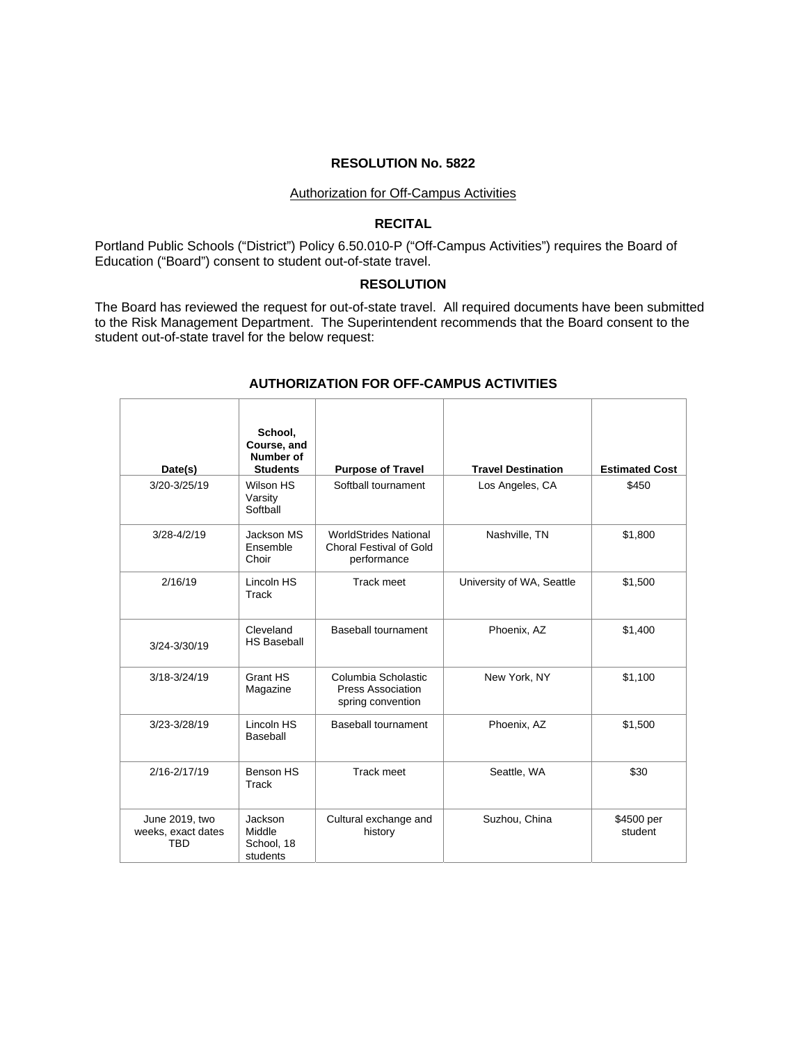**RESOLUTION No. 5822**

Authorization for Off-Campus Activities

**RECITAL**

Portland Public Schools ("District") Policy 6.50.010-P ("Off-Campus Activities") requires the Board of Education ("Board") consent to student out-of-state travel.

**RESOLUTION**

The Board has reviewed the request for out-of-state travel. All required documents have been submitted to the Risk Management Department. The Superintendent recommends that the Board consent to the student out-of-state travel for the below request:

**AUTHORIZATION FOR OFF-CAMPUS ACTIVITIES**

| Date(s) | School, Course, and Number of Students | Purpose of Travel | Travel Destination | Estimated Cost |
|---|---|---|---|---|
| 3/20-3/25/19 | Wilson HS Varsity Softball | Softball tournament | Los Angeles, CA | $450 |
| 3/28-4/2/19 | Jackson MS Ensemble Choir | WorldStrides National Choral Festival of Gold performance | Nashville, TN | $1,800 |
| 2/16/19 | Lincoln HS Track | Track meet | University of WA, Seattle | $1,500 |
| 3/24-3/30/19 | Cleveland HS Baseball | Baseball tournament | Phoenix, AZ | $1,400 |
| 3/18-3/24/19 | Grant HS Magazine | Columbia Scholastic Press Association spring convention | New York, NY | $1,100 |
| 3/23-3/28/19 | Lincoln HS Baseball | Baseball tournament | Phoenix, AZ | $1,500 |
| 2/16-2/17/19 | Benson HS Track | Track meet | Seattle, WA | $30 |
| June 2019, two weeks, exact dates TBD | Jackson Middle School, 18 students | Cultural exchange and history | Suzhou, China | $4500 per student |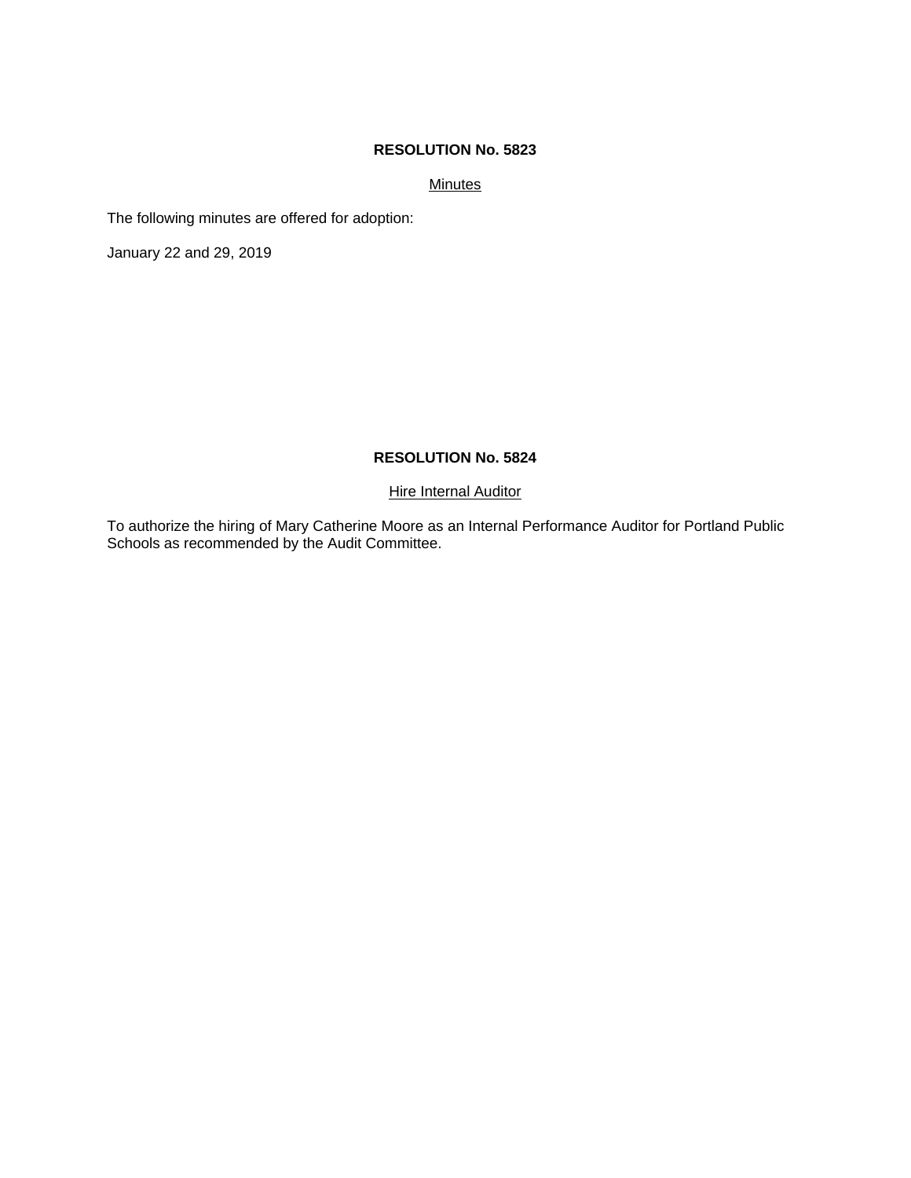**RESOLUTION No. 5823**

Minutes

The following minutes are offered for adoption:

January 22 and 29, 2019

**RESOLUTION No. 5824**

Hire Internal Auditor

To authorize the hiring of Mary Catherine Moore as an Internal Performance Auditor for Portland Public Schools as recommended by the Audit Committee.